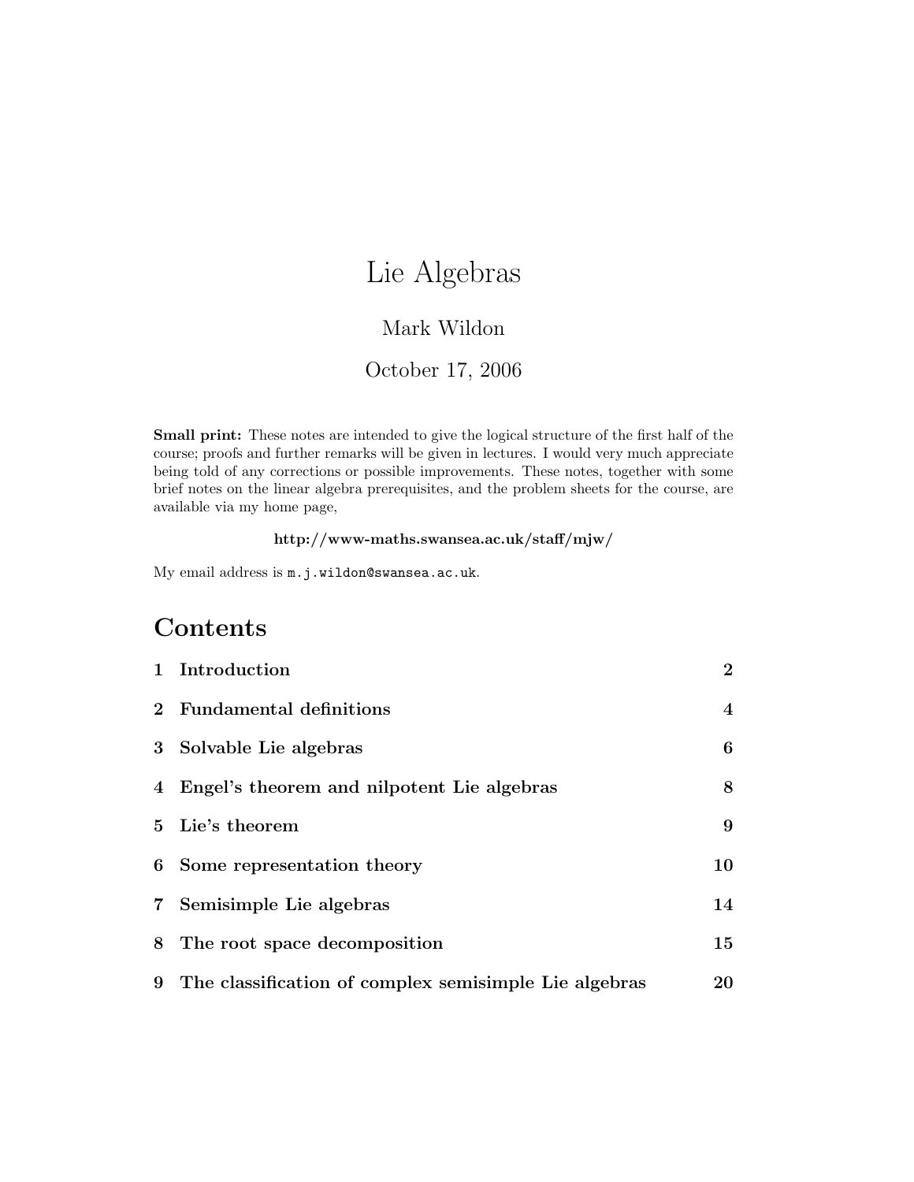# Lie Algebras

Mark Wildon

October 17, 2006

**Small print:** These notes are intended to give the logical structure of the first half of the course; proofs and further remarks will be given in lectures. I would very much appreciate being told of any corrections or possible improvements. These notes, together with some brief notes on the linear algebra prerequisites, and the problem sheets for the course, are available via my home page,

**http://www-maths.swansea.ac.uk/staff/mjw/**

My email address is `m.j.wildon@swansea.ac.uk`.

## Contents

| | | |
|---|---|---|
| **1** | **Introduction** | **2** |
| **2** | **Fundamental definitions** | **4** |
| **3** | **Solvable Lie algebras** | **6** |
| **4** | **Engel's theorem and nilpotent Lie algebras** | **8** |
| **5** | **Lie's theorem** | **9** |
| **6** | **Some representation theory** | **10** |
| **7** | **Semisimple Lie algebras** | **14** |
| **8** | **The root space decomposition** | **15** |
| **9** | **The classification of complex semisimple Lie algebras** | **20** |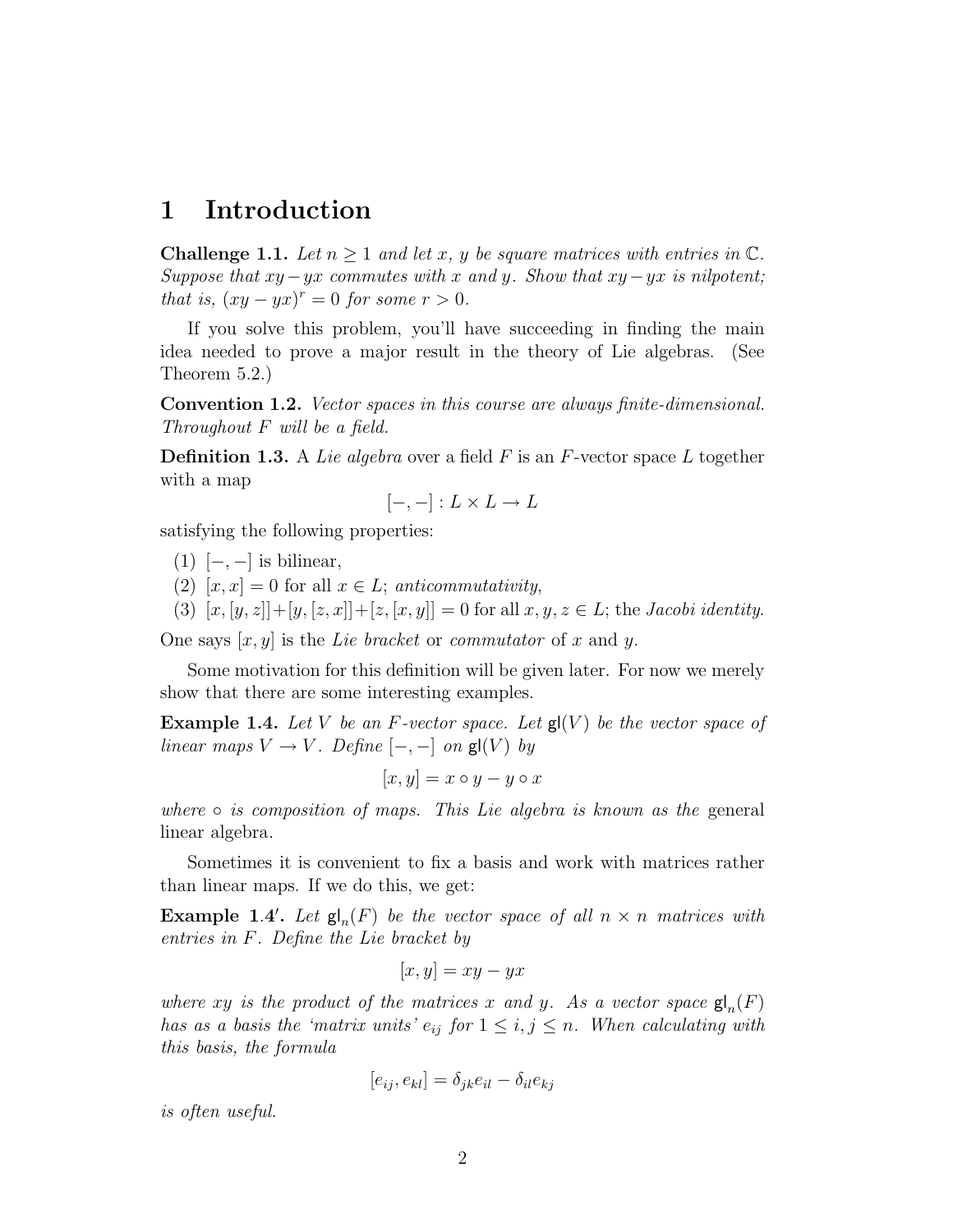# 1 Introduction

**Challenge 1.1.** *Let $n \geq 1$ and let $x$, $y$ be square matrices with entries in $\mathbb{C}$. Suppose that $xy - yx$ commutes with $x$ and $y$. Show that $xy - yx$ is nilpotent; that is, $(xy - yx)^r = 0$ for some $r > 0$.*

If you solve this problem, you'll have succeeding in finding the main idea needed to prove a major result in the theory of Lie algebras. (See Theorem 5.2.)

**Convention 1.2.** *Vector spaces in this course are always finite-dimensional. Throughout $F$ will be a field.*

**Definition 1.3.** A *Lie algebra* over a field $F$ is an $F$-vector space $L$ together with a map

$$[-,-] : L \times L \to L$$

satisfying the following properties:

(1) $[-,-]$ is bilinear,

(2) $[x,x] = 0$ for all $x \in L$; *anticommutativity*,

(3) $[x,[y,z]]+[y,[z,x]]+[z,[x,y]] = 0$ for all $x, y, z \in L$; the *Jacobi identity*.

One says $[x,y]$ is the *Lie bracket* or *commutator* of $x$ and $y$.

Some motivation for this definition will be given later. For now we merely show that there are some interesting examples.

**Example 1.4.** *Let $V$ be an $F$-vector space. Let $\mathsf{gl}(V)$ be the vector space of linear maps $V \to V$. Define $[-,-]$ on $\mathsf{gl}(V)$ by*

$$[x,y] = x \circ y - y \circ x$$

*where $\circ$ is composition of maps. This Lie algebra is known as the* general linear algebra.

Sometimes it is convenient to fix a basis and work with matrices rather than linear maps. If we do this, we get:

**Example 1.4′.** *Let $\mathsf{gl}_n(F)$ be the vector space of all $n \times n$ matrices with entries in $F$. Define the Lie bracket by*

$$[x,y] = xy - yx$$

*where $xy$ is the product of the matrices $x$ and $y$. As a vector space $\mathsf{gl}_n(F)$ has as a basis the 'matrix units' $e_{ij}$ for $1 \leq i,j \leq n$. When calculating with this basis, the formula*

$$[e_{ij}, e_{kl}] = \delta_{jk} e_{il} - \delta_{il} e_{kj}$$

*is often useful.*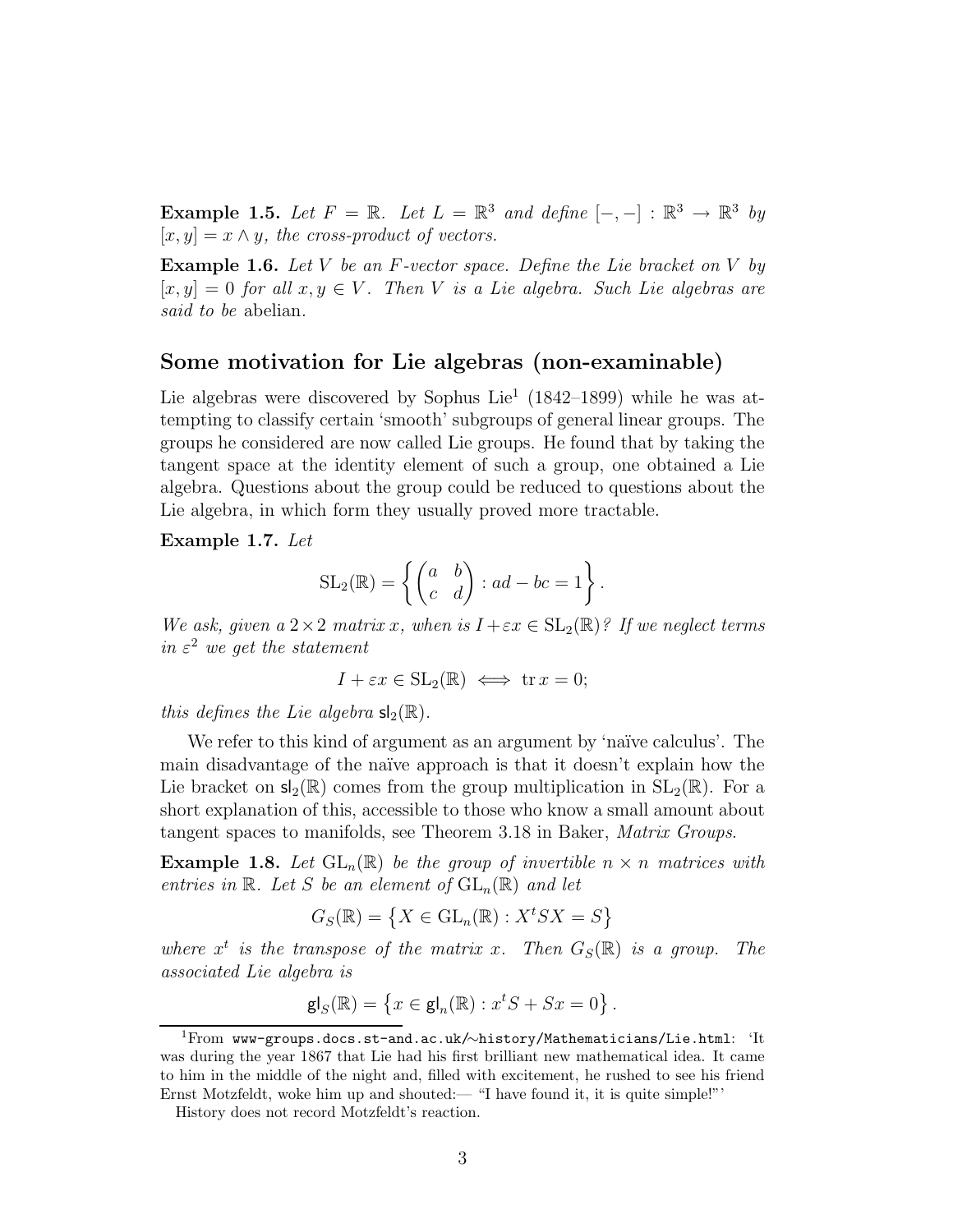**Example 1.5.** *Let $F = \mathbb{R}$. Let $L = \mathbb{R}^3$ and define $[-,-] : \mathbb{R}^3 \to \mathbb{R}^3$ by $[x, y] = x \wedge y$, the cross-product of vectors.*

**Example 1.6.** *Let $V$ be an $F$-vector space. Define the Lie bracket on $V$ by $[x, y] = 0$ for all $x, y \in V$. Then $V$ is a Lie algebra. Such Lie algebras are said to be* abelian.

## Some motivation for Lie algebras (non-examinable)

Lie algebras were discovered by Sophus Lie[1] (1842–1899) while he was attempting to classify certain 'smooth' subgroups of general linear groups. The groups he considered are now called Lie groups. He found that by taking the tangent space at the identity element of such a group, one obtained a Lie algebra. Questions about the group could be reduced to questions about the Lie algebra, in which form they usually proved more tractable.

**Example 1.7.** *Let*

$$\mathrm{SL}_2(\mathbb{R}) = \left\{ \begin{pmatrix} a & b \\ c & d \end{pmatrix} : ad - bc = 1 \right\}.$$

*We ask, given a $2 \times 2$ matrix $x$, when is $I + \varepsilon x \in \mathrm{SL}_2(\mathbb{R})$? If we neglect terms in $\varepsilon^2$ we get the statement*

$$I + \varepsilon x \in \mathrm{SL}_2(\mathbb{R}) \iff \operatorname{tr} x = 0;$$

*this defines the Lie algebra $\mathsf{sl}_2(\mathbb{R})$.*

We refer to this kind of argument as an argument by 'naïve calculus'. The main disadvantage of the naïve approach is that it doesn't explain how the Lie bracket on $\mathsf{sl}_2(\mathbb{R})$ comes from the group multiplication in $\mathrm{SL}_2(\mathbb{R})$. For a short explanation of this, accessible to those who know a small amount about tangent spaces to manifolds, see Theorem 3.18 in Baker, *Matrix Groups*.

**Example 1.8.** *Let $\mathrm{GL}_n(\mathbb{R})$ be the group of invertible $n \times n$ matrices with entries in $\mathbb{R}$. Let $S$ be an element of $\mathrm{GL}_n(\mathbb{R})$ and let*

$$G_S(\mathbb{R}) = \left\{ X \in \mathrm{GL}_n(\mathbb{R}) : X^t S X = S \right\}$$

*where $x^t$ is the transpose of the matrix $x$. Then $G_S(\mathbb{R})$ is a group. The associated Lie algebra is*

$$\mathsf{gl}_S(\mathbb{R}) = \left\{ x \in \mathsf{gl}_n(\mathbb{R}) : x^t S + S x = 0 \right\}.$$

---

[1] From `www-groups.docs.st-and.ac.uk/~history/Mathematicians/Lie.html`: 'It was during the year 1867 that Lie had his first brilliant new mathematical idea. It came to him in the middle of the night and, filled with excitement, he rushed to see his friend Ernst Motzfeldt, woke him up and shouted:— "I have found it, it is quite simple!"'

History does not record Motzfeldt's reaction.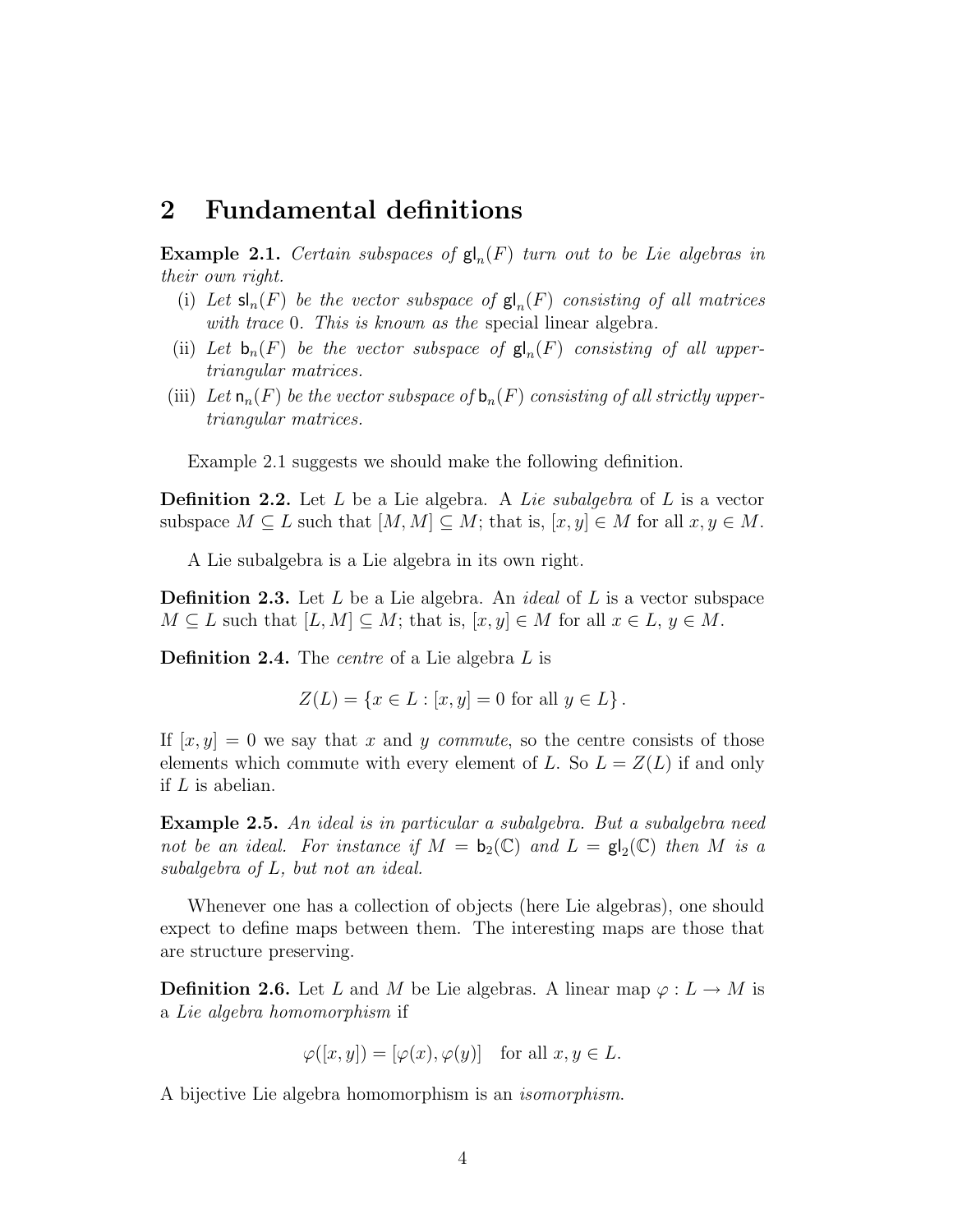## 2 Fundamental definitions

**Example 2.1.** *Certain subspaces of $\mathsf{gl}_n(F)$ turn out to be Lie algebras in their own right.*

(i) *Let $\mathsf{sl}_n(F)$ be the vector subspace of $\mathsf{gl}_n(F)$ consisting of all matrices with trace 0. This is known as the* special linear algebra*.*

(ii) *Let $\mathsf{b}_n(F)$ be the vector subspace of $\mathsf{gl}_n(F)$ consisting of all upper-triangular matrices.*

(iii) *Let $\mathsf{n}_n(F)$ be the vector subspace of $\mathsf{b}_n(F)$ consisting of all strictly upper-triangular matrices.*

Example 2.1 suggests we should make the following definition.

**Definition 2.2.** Let $L$ be a Lie algebra. A *Lie subalgebra* of $L$ is a vector subspace $M \subseteq L$ such that $[M, M] \subseteq M$; that is, $[x, y] \in M$ for all $x, y \in M$.

A Lie subalgebra is a Lie algebra in its own right.

**Definition 2.3.** Let $L$ be a Lie algebra. An *ideal* of $L$ is a vector subspace $M \subseteq L$ such that $[L, M] \subseteq M$; that is, $[x, y] \in M$ for all $x \in L$, $y \in M$.

**Definition 2.4.** The *centre* of a Lie algebra $L$ is

$$Z(L) = \{x \in L : [x, y] = 0 \text{ for all } y \in L\}.$$

If $[x, y] = 0$ we say that $x$ and $y$ *commute*, so the centre consists of those elements which commute with every element of $L$. So $L = Z(L)$ if and only if $L$ is abelian.

**Example 2.5.** *An ideal is in particular a subalgebra. But a subalgebra need not be an ideal. For instance if $M = \mathsf{b}_2(\mathbb{C})$ and $L = \mathsf{gl}_2(\mathbb{C})$ then $M$ is a subalgebra of $L$, but not an ideal.*

Whenever one has a collection of objects (here Lie algebras), one should expect to define maps between them. The interesting maps are those that are structure preserving.

**Definition 2.6.** Let $L$ and $M$ be Lie algebras. A linear map $\varphi : L \to M$ is a *Lie algebra homomorphism* if

$$\varphi([x, y]) = [\varphi(x), \varphi(y)] \quad \text{for all } x, y \in L.$$

A bijective Lie algebra homomorphism is an *isomorphism*.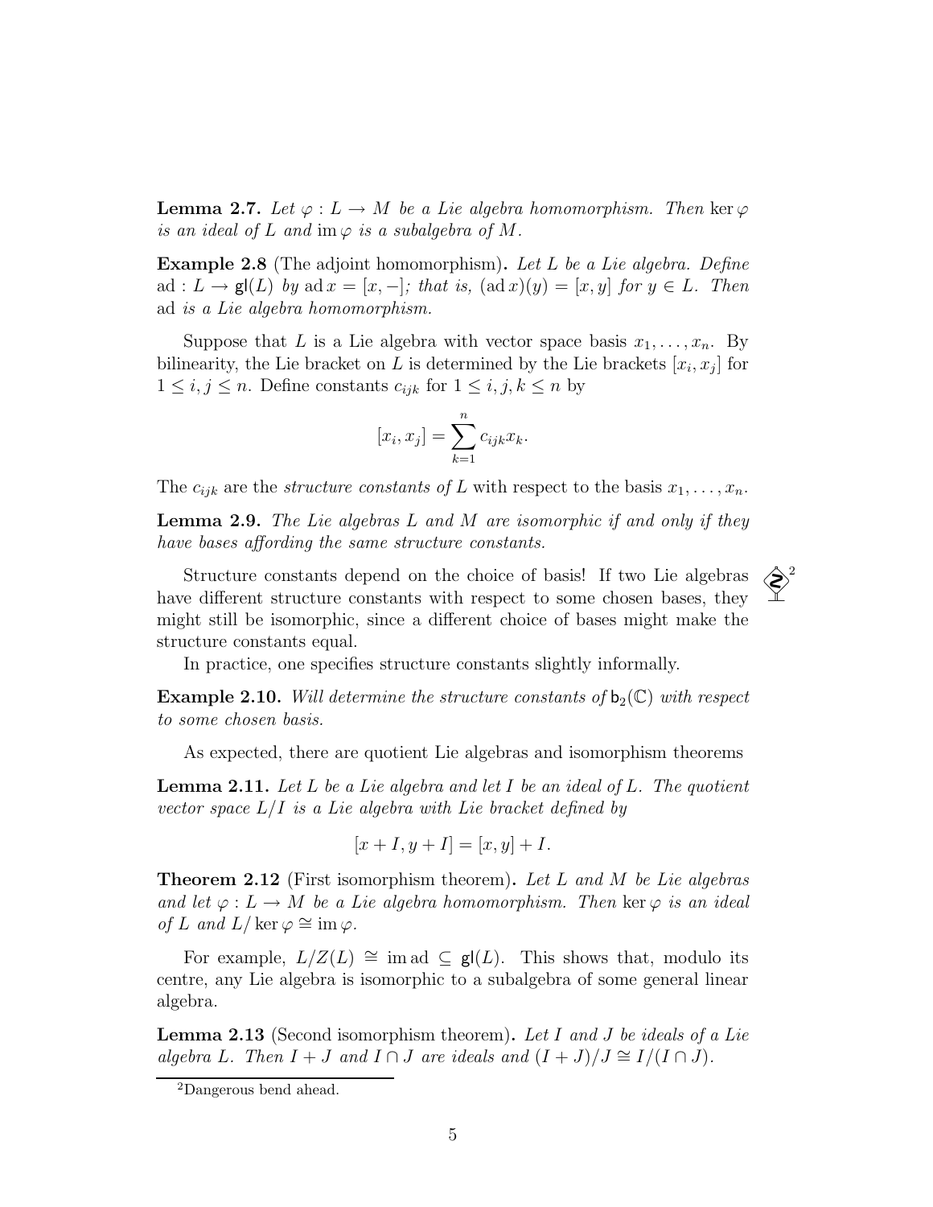**Lemma 2.7.** *Let $\varphi : L \to M$ be a Lie algebra homomorphism. Then $\ker \varphi$ is an ideal of $L$ and $\operatorname{im} \varphi$ is a subalgebra of $M$.*

**Example 2.8** (The adjoint homomorphism)**.** *Let $L$ be a Lie algebra. Define $\operatorname{ad} : L \to \mathsf{gl}(L)$ by $\operatorname{ad} x = [x, -]$; that is, $(\operatorname{ad} x)(y) = [x, y]$ for $y \in L$. Then $\operatorname{ad}$ is a Lie algebra homomorphism.*

Suppose that $L$ is a Lie algebra with vector space basis $x_1, \ldots, x_n$. By bilinearity, the Lie bracket on $L$ is determined by the Lie brackets $[x_i, x_j]$ for $1 \leq i, j \leq n$. Define constants $c_{ijk}$ for $1 \leq i, j, k \leq n$ by

$$[x_i, x_j] = \sum_{k=1}^{n} c_{ijk} x_k.$$

The $c_{ijk}$ are the *structure constants of* $L$ with respect to the basis $x_1, \ldots, x_n$.

**Lemma 2.9.** *The Lie algebras $L$ and $M$ are isomorphic if and only if they have bases affording the same structure constants.*

Structure constants depend on the choice of basis! If two Lie algebras have different structure constants with respect to some chosen bases, they might still be isomorphic, since a different choice of bases might make the structure constants equal.[2]

In practice, one specifies structure constants slightly informally.

**Example 2.10.** *Will determine the structure constants of $\mathsf{b}_2(\mathbb{C})$ with respect to some chosen basis.*

As expected, there are quotient Lie algebras and isomorphism theorems

**Lemma 2.11.** *Let $L$ be a Lie algebra and let $I$ be an ideal of $L$. The quotient vector space $L/I$ is a Lie algebra with Lie bracket defined by*

$$[x + I, y + I] = [x, y] + I.$$

**Theorem 2.12** (First isomorphism theorem)**.** *Let $L$ and $M$ be Lie algebras and let $\varphi : L \to M$ be a Lie algebra homomorphism. Then $\ker \varphi$ is an ideal of $L$ and $L/\ker \varphi \cong \operatorname{im} \varphi$.*

For example, $L/Z(L) \cong \operatorname{im} \operatorname{ad} \subseteq \mathsf{gl}(L)$. This shows that, modulo its centre, any Lie algebra is isomorphic to a subalgebra of some general linear algebra.

**Lemma 2.13** (Second isomorphism theorem)**.** *Let $I$ and $J$ be ideals of a Lie algebra $L$. Then $I + J$ and $I \cap J$ are ideals and $(I + J)/J \cong I/(I \cap J)$.*

[2] Dangerous bend ahead.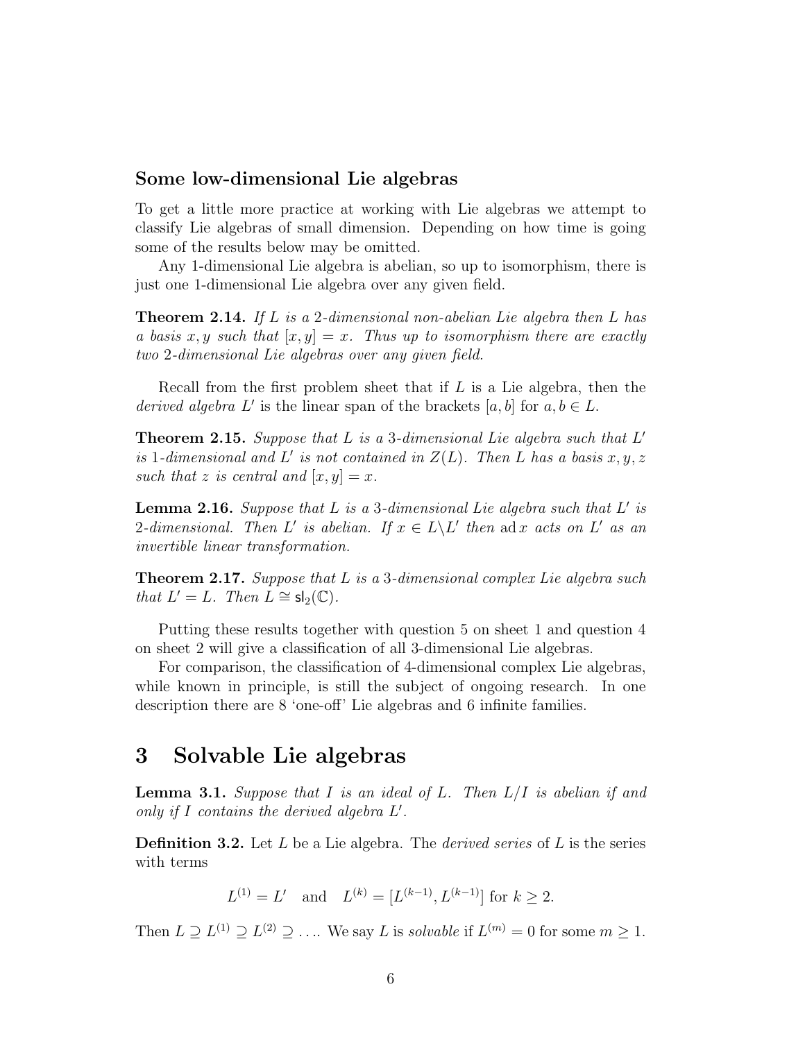### Some low-dimensional Lie algebras

To get a little more practice at working with Lie algebras we attempt to classify Lie algebras of small dimension. Depending on how time is going some of the results below may be omitted.

Any 1-dimensional Lie algebra is abelian, so up to isomorphism, there is just one 1-dimensional Lie algebra over any given field.

**Theorem 2.14.** *If $L$ is a 2-dimensional non-abelian Lie algebra then $L$ has a basis $x, y$ such that $[x, y] = x$. Thus up to isomorphism there are exactly two 2-dimensional Lie algebras over any given field.*

Recall from the first problem sheet that if $L$ is a Lie algebra, then the *derived algebra* $L'$ is the linear span of the brackets $[a, b]$ for $a, b \in L$.

**Theorem 2.15.** *Suppose that $L$ is a 3-dimensional Lie algebra such that $L'$ is 1-dimensional and $L'$ is not contained in $Z(L)$. Then $L$ has a basis $x, y, z$ such that $z$ is central and $[x, y] = x$.*

**Lemma 2.16.** *Suppose that $L$ is a 3-dimensional Lie algebra such that $L'$ is 2-dimensional. Then $L'$ is abelian. If $x \in L \backslash L'$ then $\operatorname{ad} x$ acts on $L'$ as an invertible linear transformation.*

**Theorem 2.17.** *Suppose that $L$ is a 3-dimensional complex Lie algebra such that $L' = L$. Then $L \cong \mathsf{sl}_2(\mathbb{C})$.*

Putting these results together with question 5 on sheet 1 and question 4 on sheet 2 will give a classification of all 3-dimensional Lie algebras.

For comparison, the classification of 4-dimensional complex Lie algebras, while known in principle, is still the subject of ongoing research. In one description there are 8 'one-off' Lie algebras and 6 infinite families.

# 3 Solvable Lie algebras

**Lemma 3.1.** *Suppose that $I$ is an ideal of $L$. Then $L/I$ is abelian if and only if $I$ contains the derived algebra $L'$.*

**Definition 3.2.** Let $L$ be a Lie algebra. The *derived series* of $L$ is the series with terms

$$L^{(1)} = L' \quad \text{and} \quad L^{(k)} = [L^{(k-1)}, L^{(k-1)}] \text{ for } k \geq 2.$$

Then $L \supseteq L^{(1)} \supseteq L^{(2)} \supseteq \ldots$. We say $L$ is *solvable* if $L^{(m)} = 0$ for some $m \geq 1$.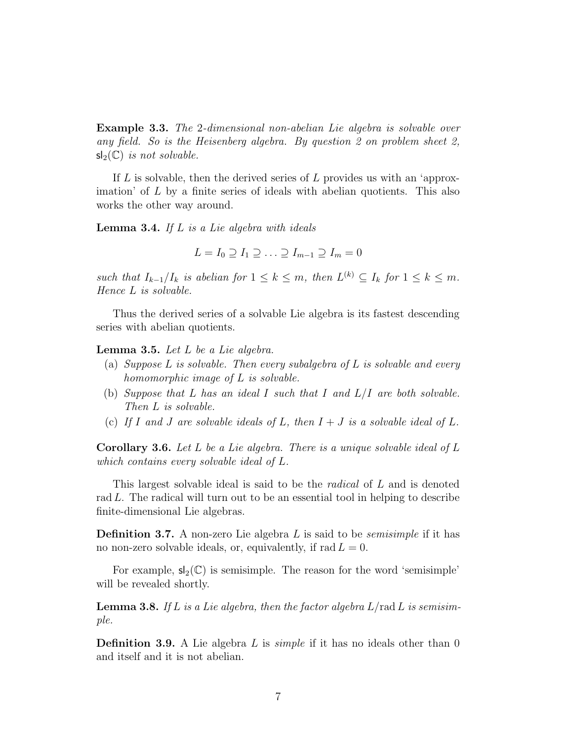**Example 3.3.** *The 2-dimensional non-abelian Lie algebra is solvable over any field. So is the Heisenberg algebra. By question 2 on problem sheet 2, $\mathsf{sl}_2(\mathbb{C})$ is not solvable.*

If $L$ is solvable, then the derived series of $L$ provides us with an 'approximation' of $L$ by a finite series of ideals with abelian quotients. This also works the other way around.

**Lemma 3.4.** *If $L$ is a Lie algebra with ideals*

$$L = I_0 \supseteq I_1 \supseteq \ldots \supseteq I_{m-1} \supseteq I_m = 0$$

*such that $I_{k-1}/I_k$ is abelian for $1 \leq k \leq m$, then $L^{(k)} \subseteq I_k$ for $1 \leq k \leq m$. Hence $L$ is solvable.*

Thus the derived series of a solvable Lie algebra is its fastest descending series with abelian quotients.

**Lemma 3.5.** *Let $L$ be a Lie algebra.*

(a) *Suppose $L$ is solvable. Then every subalgebra of $L$ is solvable and every homomorphic image of $L$ is solvable.*
(b) *Suppose that $L$ has an ideal $I$ such that $I$ and $L/I$ are both solvable. Then $L$ is solvable.*
(c) *If $I$ and $J$ are solvable ideals of $L$, then $I + J$ is a solvable ideal of $L$.*

**Corollary 3.6.** *Let $L$ be a Lie algebra. There is a unique solvable ideal of $L$ which contains every solvable ideal of $L$.*

This largest solvable ideal is said to be the *radical* of $L$ and is denoted $\operatorname{rad} L$. The radical will turn out to be an essential tool in helping to describe finite-dimensional Lie algebras.

**Definition 3.7.** A non-zero Lie algebra $L$ is said to be *semisimple* if it has no non-zero solvable ideals, or, equivalently, if $\operatorname{rad} L = 0$.

For example, $\mathsf{sl}_2(\mathbb{C})$ is semisimple. The reason for the word 'semisimple' will be revealed shortly.

**Lemma 3.8.** *If $L$ is a Lie algebra, then the factor algebra $L/\operatorname{rad} L$ is semisimple.*

**Definition 3.9.** A Lie algebra $L$ is *simple* if it has no ideals other than 0 and itself and it is not abelian.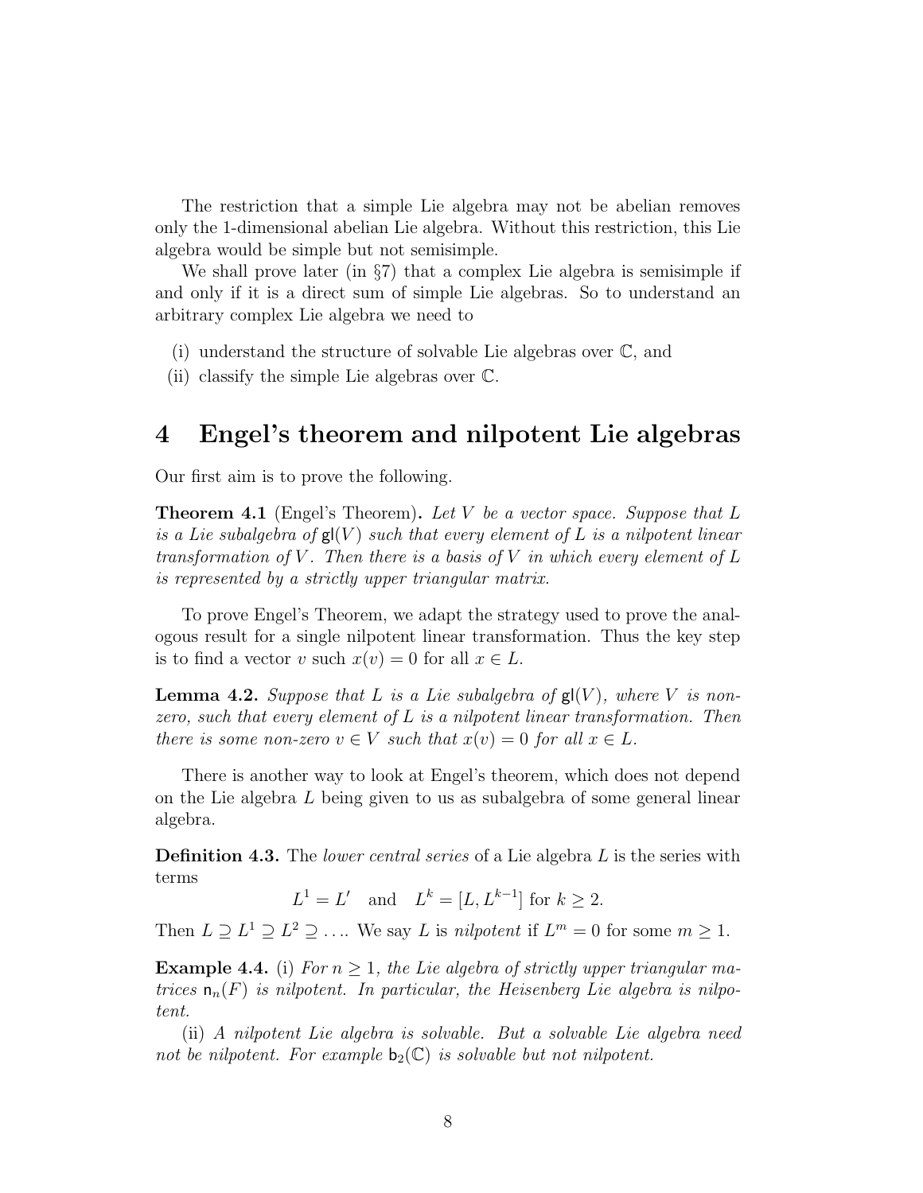The restriction that a simple Lie algebra may not be abelian removes only the 1-dimensional abelian Lie algebra. Without this restriction, this Lie algebra would be simple but not semisimple.

We shall prove later (in §7) that a complex Lie algebra is semisimple if and only if it is a direct sum of simple Lie algebras. So to understand an arbitrary complex Lie algebra we need to

(i) understand the structure of solvable Lie algebras over $\mathbb{C}$, and

(ii) classify the simple Lie algebras over $\mathbb{C}$.

# 4 Engel's theorem and nilpotent Lie algebras

Our first aim is to prove the following.

**Theorem 4.1** (Engel's Theorem)**.** *Let $V$ be a vector space. Suppose that $L$ is a Lie subalgebra of $\mathsf{gl}(V)$ such that every element of $L$ is a nilpotent linear transformation of $V$. Then there is a basis of $V$ in which every element of $L$ is represented by a strictly upper triangular matrix.*

To prove Engel's Theorem, we adapt the strategy used to prove the analogous result for a single nilpotent linear transformation. Thus the key step is to find a vector $v$ such $x(v) = 0$ for all $x \in L$.

**Lemma 4.2.** *Suppose that $L$ is a Lie subalgebra of $\mathsf{gl}(V)$, where $V$ is non-zero, such that every element of $L$ is a nilpotent linear transformation. Then there is some non-zero $v \in V$ such that $x(v) = 0$ for all $x \in L$.*

There is another way to look at Engel's theorem, which does not depend on the Lie algebra $L$ being given to us as subalgebra of some general linear algebra.

**Definition 4.3.** The *lower central series* of a Lie algebra $L$ is the series with terms

$$L^1 = L' \quad \text{and} \quad L^k = [L, L^{k-1}] \text{ for } k \geq 2.$$

Then $L \supseteq L^1 \supseteq L^2 \supseteq \ldots$. We say $L$ is *nilpotent* if $L^m = 0$ for some $m \geq 1$.

**Example 4.4.** (i) *For $n \geq 1$, the Lie algebra of strictly upper triangular matrices $\mathsf{n}_n(F)$ is nilpotent. In particular, the Heisenberg Lie algebra is nilpotent.*

(ii) *A nilpotent Lie algebra is solvable. But a solvable Lie algebra need not be nilpotent. For example $\mathsf{b}_2(\mathbb{C})$ is solvable but not nilpotent.*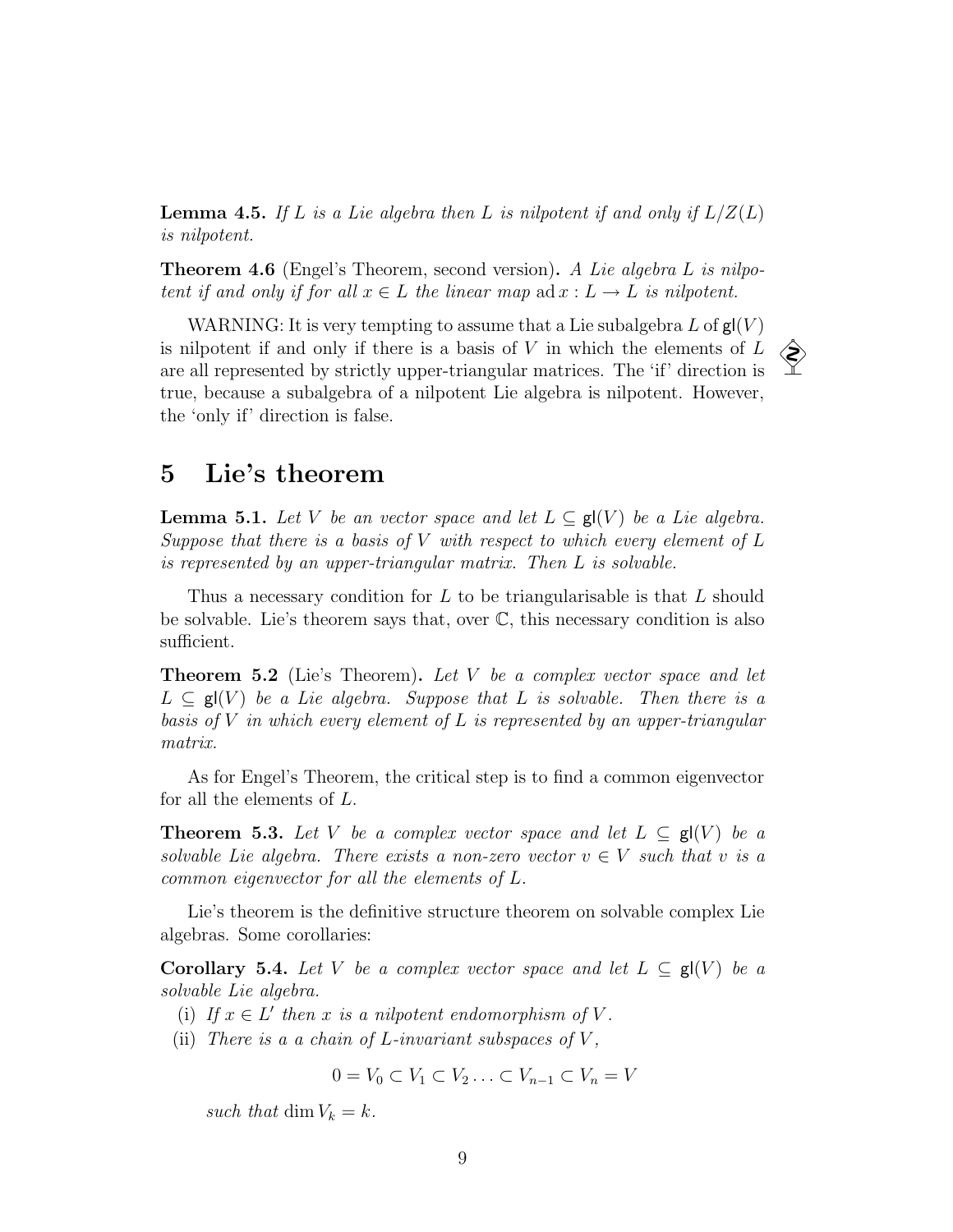**Lemma 4.5.** *If $L$ is a Lie algebra then $L$ is nilpotent if and only if $L/Z(L)$ is nilpotent.*

**Theorem 4.6** (Engel's Theorem, second version)**.** *A Lie algebra $L$ is nilpotent if and only if for all $x \in L$ the linear map $\operatorname{ad} x : L \to L$ is nilpotent.*

WARNING: It is very tempting to assume that a Lie subalgebra $L$ of $\mathsf{gl}(V)$ is nilpotent if and only if there is a basis of $V$ in which the elements of $L$ are all represented by strictly upper-triangular matrices. The 'if' direction is true, because a subalgebra of a nilpotent Lie algebra is nilpotent. However, the 'only if' direction is false.

## 5 Lie's theorem

**Lemma 5.1.** *Let $V$ be an vector space and let $L \subseteq \mathsf{gl}(V)$ be a Lie algebra. Suppose that there is a basis of $V$ with respect to which every element of $L$ is represented by an upper-triangular matrix. Then $L$ is solvable.*

Thus a necessary condition for $L$ to be triangularisable is that $L$ should be solvable. Lie's theorem says that, over $\mathbb{C}$, this necessary condition is also sufficient.

**Theorem 5.2** (Lie's Theorem)**.** *Let $V$ be a complex vector space and let $L \subseteq \mathsf{gl}(V)$ be a Lie algebra. Suppose that $L$ is solvable. Then there is a basis of $V$ in which every element of $L$ is represented by an upper-triangular matrix.*

As for Engel's Theorem, the critical step is to find a common eigenvector for all the elements of $L$.

**Theorem 5.3.** *Let $V$ be a complex vector space and let $L \subseteq \mathsf{gl}(V)$ be a solvable Lie algebra. There exists a non-zero vector $v \in V$ such that $v$ is a common eigenvector for all the elements of $L$.*

Lie's theorem is the definitive structure theorem on solvable complex Lie algebras. Some corollaries:

**Corollary 5.4.** *Let $V$ be a complex vector space and let $L \subseteq \mathsf{gl}(V)$ be a solvable Lie algebra.*

(i) *If $x \in L'$ then $x$ is a nilpotent endomorphism of $V$.*

(ii) *There is a a chain of $L$-invariant subspaces of $V$,*

$$0 = V_0 \subset V_1 \subset V_2 \ldots \subset V_{n-1} \subset V_n = V$$

*such that $\dim V_k = k$.*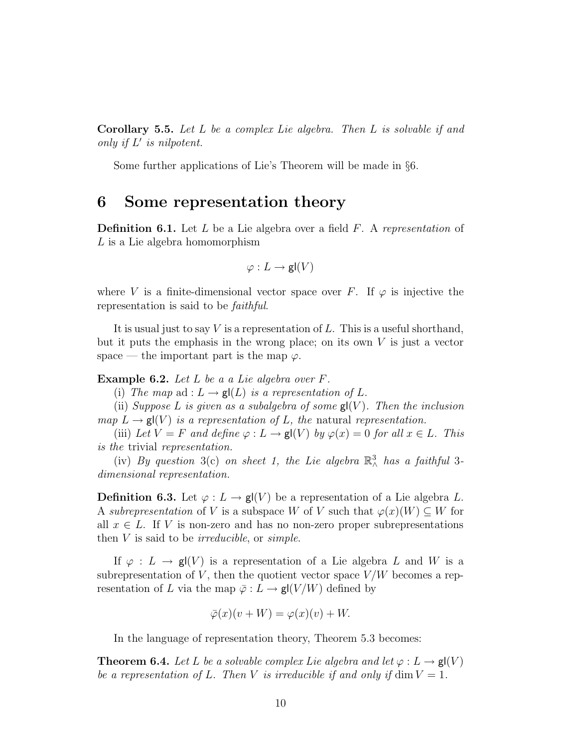**Corollary 5.5.** *Let $L$ be a complex Lie algebra. Then $L$ is solvable if and only if $L'$ is nilpotent.*

Some further applications of Lie's Theorem will be made in §6.

# 6 Some representation theory

**Definition 6.1.** Let $L$ be a Lie algebra over a field $F$. A *representation* of $L$ is a Lie algebra homomorphism

$$\varphi : L \to \mathsf{gl}(V)$$

where $V$ is a finite-dimensional vector space over $F$. If $\varphi$ is injective the representation is said to be *faithful*.

It is usual just to say $V$ is a representation of $L$. This is a useful shorthand, but it puts the emphasis in the wrong place; on its own $V$ is just a vector space — the important part is the map $\varphi$.

**Example 6.2.** *Let $L$ be a a Lie algebra over $F$.*

(i) *The map* $\mathrm{ad} : L \to \mathsf{gl}(L)$ *is a representation of $L$.*

(ii) *Suppose $L$ is given as a subalgebra of some $\mathsf{gl}(V)$. Then the inclusion map $L \to \mathsf{gl}(V)$ is a representation of $L$, the* natural *representation.*

(iii) *Let $V = F$ and define $\varphi : L \to \mathsf{gl}(V)$ by $\varphi(x) = 0$ for all $x \in L$. This is the* trivial *representation.*

(iv) *By question* 3(c) *on sheet 1, the Lie algebra $\mathbb{R}^3_\wedge$ has a faithful* 3*-dimensional representation.*

**Definition 6.3.** Let $\varphi : L \to \mathsf{gl}(V)$ be a representation of a Lie algebra $L$. A *subrepresentation* of $V$ is a subspace $W$ of $V$ such that $\varphi(x)(W) \subseteq W$ for all $x \in L$. If $V$ is non-zero and has no non-zero proper subrepresentations then $V$ is said to be *irreducible*, or *simple*.

If $\varphi : L \to \mathsf{gl}(V)$ is a representation of a Lie algebra $L$ and $W$ is a subrepresentation of $V$, then the quotient vector space $V/W$ becomes a representation of $L$ via the map $\bar{\varphi} : L \to \mathsf{gl}(V/W)$ defined by

$$\bar{\varphi}(x)(v + W) = \varphi(x)(v) + W.$$

In the language of representation theory, Theorem 5.3 becomes:

**Theorem 6.4.** *Let $L$ be a solvable complex Lie algebra and let $\varphi : L \to \mathsf{gl}(V)$ be a representation of $L$. Then $V$ is irreducible if and only if $\dim V = 1$.*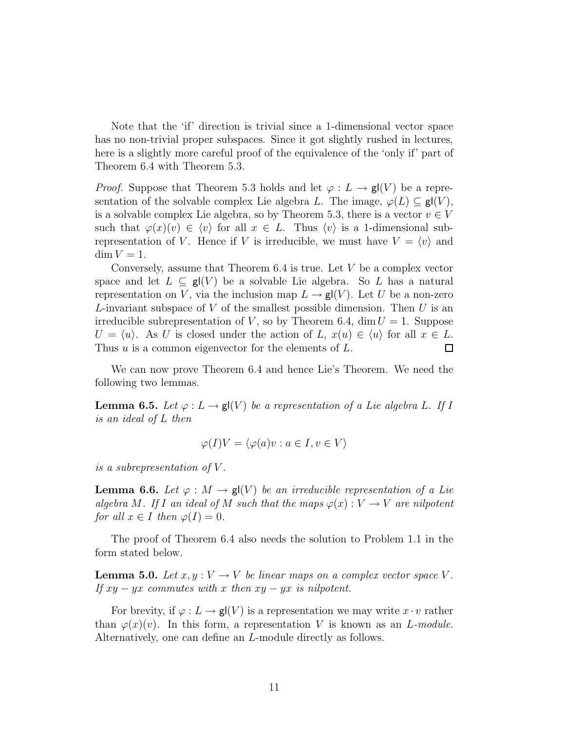Note that the 'if' direction is trivial since a 1-dimensional vector space has no non-trivial proper subspaces. Since it got slightly rushed in lectures, here is a slightly more careful proof of the equivalence of the 'only if' part of Theorem 6.4 with Theorem 5.3.

*Proof.* Suppose that Theorem 5.3 holds and let $\varphi : L \to \mathsf{gl}(V)$ be a representation of the solvable complex Lie algebra $L$. The image, $\varphi(L) \subseteq \mathsf{gl}(V)$, is a solvable complex Lie algebra, so by Theorem 5.3, there is a vector $v \in V$ such that $\varphi(x)(v) \in \langle v \rangle$ for all $x \in L$. Thus $\langle v \rangle$ is a 1-dimensional subrepresentation of $V$. Hence if $V$ is irreducible, we must have $V = \langle v \rangle$ and $\dim V = 1$.

Conversely, assume that Theorem 6.4 is true. Let $V$ be a complex vector space and let $L \subseteq \mathsf{gl}(V)$ be a solvable Lie algebra. So $L$ has a natural representation on $V$, via the inclusion map $L \to \mathsf{gl}(V)$. Let $U$ be a non-zero $L$-invariant subspace of $V$ of the smallest possible dimension. Then $U$ is an irreducible subrepresentation of $V$, so by Theorem 6.4, $\dim U = 1$. Suppose $U = \langle u \rangle$. As $U$ is closed under the action of $L$, $x(u) \in \langle u \rangle$ for all $x \in L$. Thus $u$ is a common eigenvector for the elements of $L$. $\square$

We can now prove Theorem 6.4 and hence Lie's Theorem. We need the following two lemmas.

**Lemma 6.5.** *Let $\varphi : L \to \mathsf{gl}(V)$ be a representation of a Lie algebra $L$. If $I$ is an ideal of $L$ then*

$$\varphi(I)V = \langle \varphi(a)v : a \in I, v \in V \rangle$$

*is a subrepresentation of $V$.*

**Lemma 6.6.** *Let $\varphi : M \to \mathsf{gl}(V)$ be an irreducible representation of a Lie algebra $M$. If $I$ an ideal of $M$ such that the maps $\varphi(x) : V \to V$ are nilpotent for all $x \in I$ then $\varphi(I) = 0$.*

The proof of Theorem 6.4 also needs the solution to Problem 1.1 in the form stated below.

**Lemma 5.0.** *Let $x, y : V \to V$ be linear maps on a complex vector space $V$. If $xy - yx$ commutes with $x$ then $xy - yx$ is nilpotent.*

For brevity, if $\varphi : L \to \mathsf{gl}(V)$ is a representation we may write $x \cdot v$ rather than $\varphi(x)(v)$. In this form, a representation $V$ is known as an *$L$-module*. Alternatively, one can define an $L$-module directly as follows.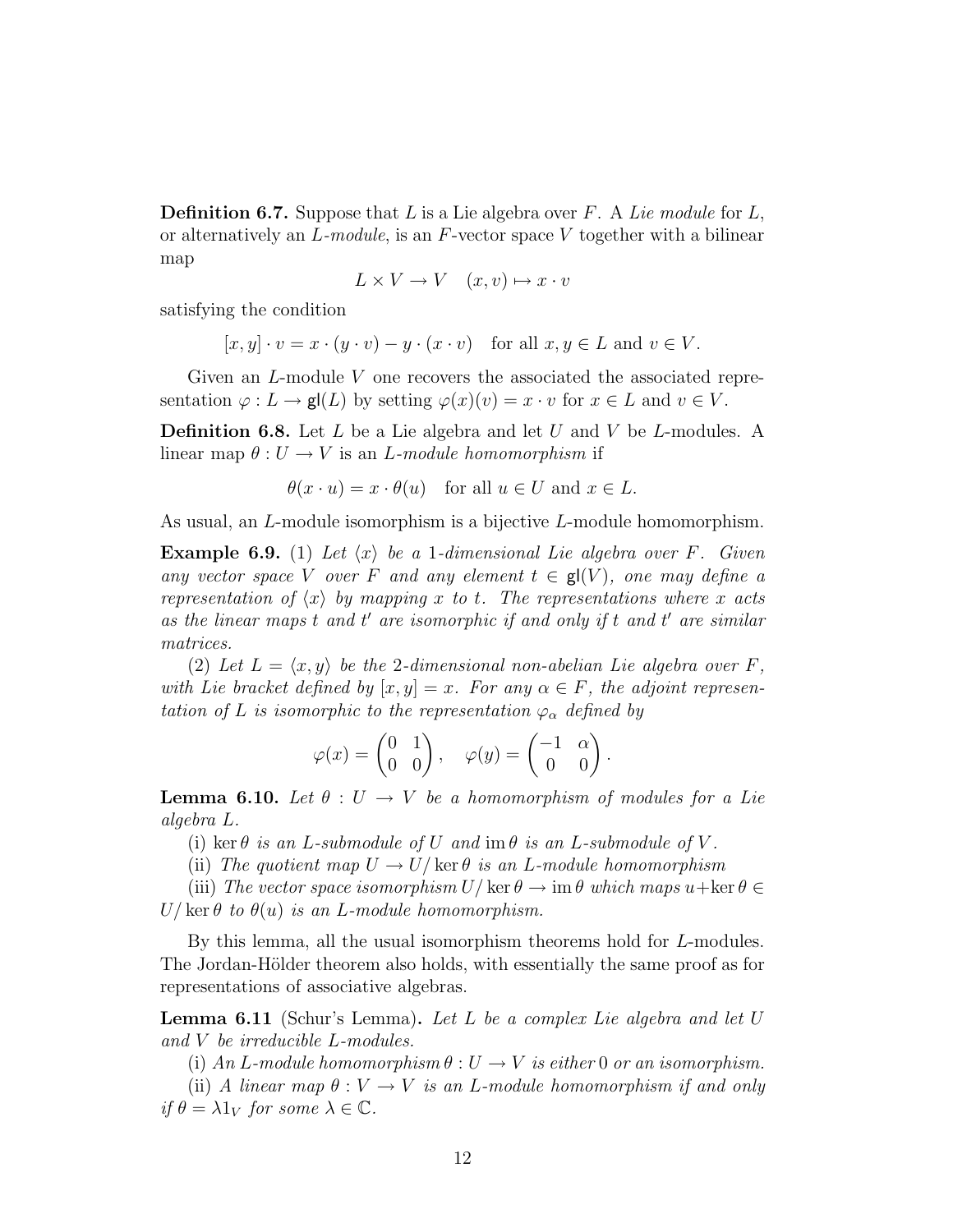**Definition 6.7.** Suppose that $L$ is a Lie algebra over $F$. A *Lie module* for $L$, or alternatively an *$L$-module*, is an $F$-vector space $V$ together with a bilinear map

$$L \times V \to V \quad (x, v) \mapsto x \cdot v$$

satisfying the condition

$$[x, y] \cdot v = x \cdot (y \cdot v) - y \cdot (x \cdot v) \quad \text{for all } x, y \in L \text{ and } v \in V.$$

Given an $L$-module $V$ one recovers the associated the associated representation $\varphi : L \to \mathsf{gl}(L)$ by setting $\varphi(x)(v) = x \cdot v$ for $x \in L$ and $v \in V$.

**Definition 6.8.** Let $L$ be a Lie algebra and let $U$ and $V$ be $L$-modules. A linear map $\theta : U \to V$ is an *$L$-module homomorphism* if

$$\theta(x \cdot u) = x \cdot \theta(u) \quad \text{for all } u \in U \text{ and } x \in L.$$

As usual, an $L$-module isomorphism is a bijective $L$-module homomorphism.

**Example 6.9.** (1) *Let $\langle x \rangle$ be a 1-dimensional Lie algebra over $F$. Given any vector space $V$ over $F$ and any element $t \in \mathsf{gl}(V)$, one may define a representation of $\langle x \rangle$ by mapping $x$ to $t$. The representations where $x$ acts as the linear maps $t$ and $t'$ are isomorphic if and only if $t$ and $t'$ are similar matrices.*

(2) *Let $L = \langle x, y \rangle$ be the 2-dimensional non-abelian Lie algebra over $F$, with Lie bracket defined by $[x, y] = x$. For any $\alpha \in F$, the adjoint representation of $L$ is isomorphic to the representation $\varphi_\alpha$ defined by*

$$\varphi(x) = \begin{pmatrix} 0 & 1 \\ 0 & 0 \end{pmatrix}, \quad \varphi(y) = \begin{pmatrix} -1 & \alpha \\ 0 & 0 \end{pmatrix}.$$

**Lemma 6.10.** *Let $\theta : U \to V$ be a homomorphism of modules for a Lie algebra $L$.*

(i) *$\ker \theta$ is an $L$-submodule of $U$ and $\operatorname{im} \theta$ is an $L$-submodule of $V$.*

(ii) *The quotient map $U \to U/\ker \theta$ is an $L$-module homomorphism*

(iii) *The vector space isomorphism $U/\ker \theta \to \operatorname{im} \theta$ which maps $u + \ker \theta \in U/\ker \theta$ to $\theta(u)$ is an $L$-module homomorphism.*

By this lemma, all the usual isomorphism theorems hold for $L$-modules. The Jordan-Hölder theorem also holds, with essentially the same proof as for representations of associative algebras.

**Lemma 6.11** (Schur's Lemma)**.** *Let $L$ be a complex Lie algebra and let $U$ and $V$ be irreducible $L$-modules.*

(i) *An $L$-module homomorphism $\theta : U \to V$ is either $0$ or an isomorphism.*

(ii) *A linear map $\theta : V \to V$ is an $L$-module homomorphism if and only if $\theta = \lambda 1_V$ for some $\lambda \in \mathbb{C}$.*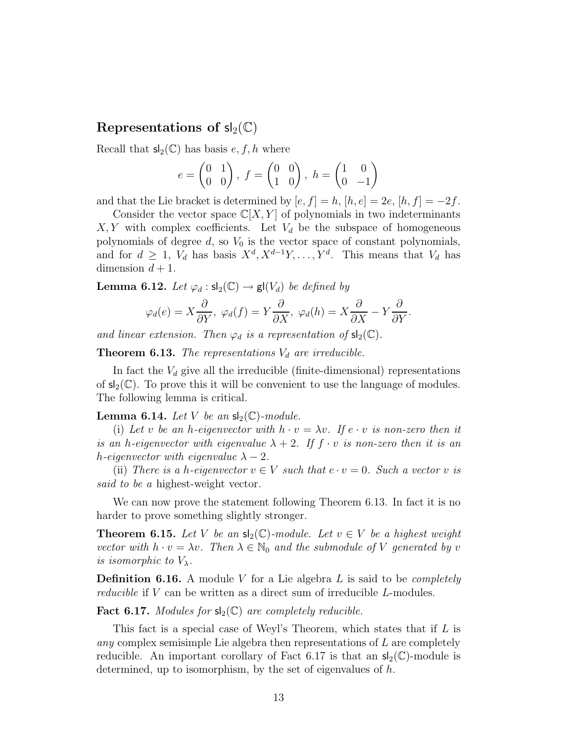## Representations of $\mathsf{sl}_2(\mathbb{C})$

Recall that $\mathsf{sl}_2(\mathbb{C})$ has basis $e, f, h$ where

$$e = \begin{pmatrix} 0 & 1 \\ 0 & 0 \end{pmatrix},\ f = \begin{pmatrix} 0 & 0 \\ 1 & 0 \end{pmatrix},\ h = \begin{pmatrix} 1 & 0 \\ 0 & -1 \end{pmatrix}$$

and that the Lie bracket is determined by $[e, f] = h$, $[h, e] = 2e$, $[h, f] = -2f$.

Consider the vector space $\mathbb{C}[X, Y]$ of polynomials in two indeterminants $X, Y$ with complex coefficients. Let $V_d$ be the subspace of homogeneous polynomials of degree $d$, so $V_0$ is the vector space of constant polynomials, and for $d \geq 1$, $V_d$ has basis $X^d, X^{d-1}Y, \ldots, Y^d$. This means that $V_d$ has dimension $d + 1$.

**Lemma 6.12.** *Let $\varphi_d : \mathsf{sl}_2(\mathbb{C}) \to \mathsf{gl}(V_d)$ be defined by*

$$\varphi_d(e) = X\frac{\partial}{\partial Y},\ \varphi_d(f) = Y\frac{\partial}{\partial X},\ \varphi_d(h) = X\frac{\partial}{\partial X} - Y\frac{\partial}{\partial Y}.$$

*and linear extension. Then $\varphi_d$ is a representation of $\mathsf{sl}_2(\mathbb{C})$.*

**Theorem 6.13.** *The representations $V_d$ are irreducible.*

In fact the $V_d$ give all the irreducible (finite-dimensional) representations of $\mathsf{sl}_2(\mathbb{C})$. To prove this it will be convenient to use the language of modules. The following lemma is critical.

**Lemma 6.14.** *Let $V$ be an $\mathsf{sl}_2(\mathbb{C})$-module.*

(i) *Let $v$ be an $h$-eigenvector with $h \cdot v = \lambda v$. If $e \cdot v$ is non-zero then it is an $h$-eigenvector with eigenvalue $\lambda + 2$. If $f \cdot v$ is non-zero then it is an $h$-eigenvector with eigenvalue $\lambda - 2$.*

(ii) *There is a $h$-eigenvector $v \in V$ such that $e \cdot v = 0$. Such a vector $v$ is said to be a* highest-weight vector.

We can now prove the statement following Theorem 6.13. In fact it is no harder to prove something slightly stronger.

**Theorem 6.15.** *Let $V$ be an $\mathsf{sl}_2(\mathbb{C})$-module. Let $v \in V$ be a highest weight vector with $h \cdot v = \lambda v$. Then $\lambda \in \mathbb{N}_0$ and the submodule of $V$ generated by $v$ is isomorphic to $V_\lambda$.*

**Definition 6.16.** A module $V$ for a Lie algebra $L$ is said to be *completely reducible* if $V$ can be written as a direct sum of irreducible $L$-modules.

**Fact 6.17.** *Modules for $\mathsf{sl}_2(\mathbb{C})$ are completely reducible.*

This fact is a special case of Weyl's Theorem, which states that if $L$ is *any* complex semisimple Lie algebra then representations of $L$ are completely reducible. An important corollary of Fact 6.17 is that an $\mathsf{sl}_2(\mathbb{C})$-module is determined, up to isomorphism, by the set of eigenvalues of $h$.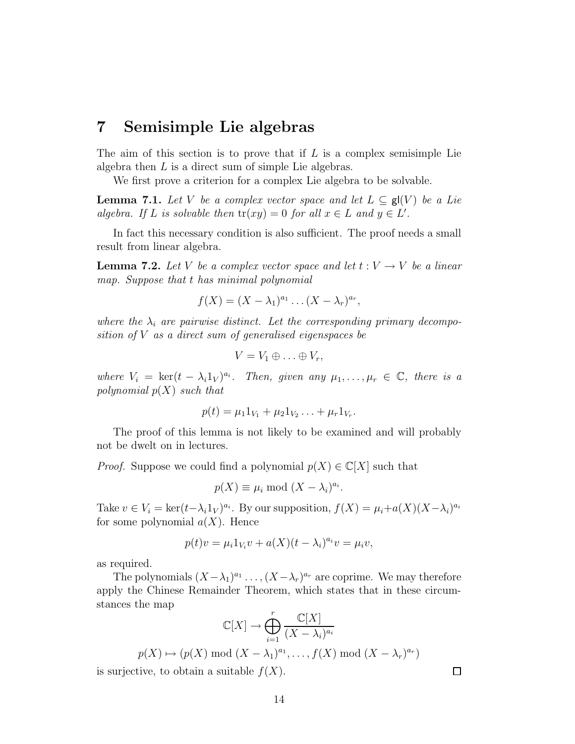# 7 Semisimple Lie algebras

The aim of this section is to prove that if $L$ is a complex semisimple Lie algebra then $L$ is a direct sum of simple Lie algebras.

We first prove a criterion for a complex Lie algebra to be solvable.

**Lemma 7.1.** *Let $V$ be a complex vector space and let $L \subseteq \mathsf{gl}(V)$ be a Lie algebra. If $L$ is solvable then $\operatorname{tr}(xy) = 0$ for all $x \in L$ and $y \in L'$.*

In fact this necessary condition is also sufficient. The proof needs a small result from linear algebra.

**Lemma 7.2.** *Let $V$ be a complex vector space and let $t : V \to V$ be a linear map. Suppose that $t$ has minimal polynomial*

$$f(X) = (X - \lambda_1)^{a_1} \dots (X - \lambda_r)^{a_r},$$

*where the $\lambda_i$ are pairwise distinct. Let the corresponding primary decomposition of $V$ as a direct sum of generalised eigenspaces be*

$$V = V_1 \oplus \dots \oplus V_r,$$

*where $V_i = \ker(t - \lambda_i 1_V)^{a_i}$. Then, given any $\mu_1, \dots, \mu_r \in \mathbb{C}$, there is a polynomial $p(X)$ such that*

$$p(t) = \mu_1 1_{V_1} + \mu_2 1_{V_2} \dots + \mu_r 1_{V_r}.$$

The proof of this lemma is not likely to be examined and will probably not be dwelt on in lectures.

*Proof.* Suppose we could find a polynomial $p(X) \in \mathbb{C}[X]$ such that

$$p(X) \equiv \mu_i \bmod (X - \lambda_i)^{a_i}.$$

Take $v \in V_i = \ker(t - \lambda_i 1_V)^{a_i}$. By our supposition, $f(X) = \mu_i + a(X)(X - \lambda_i)^{a_i}$ for some polynomial $a(X)$. Hence

$$p(t)v = \mu_i 1_{V_i} v + a(X)(t - \lambda_i)^{a_i} v = \mu_i v,$$

as required.

The polynomials $(X - \lambda_1)^{a_1} \dots, (X - \lambda_r)^{a_r}$ are coprime. We may therefore apply the Chinese Remainder Theorem, which states that in these circumstances the map

$$\mathbb{C}[X] \to \bigoplus_{i=1}^{r} \frac{\mathbb{C}[X]}{(X - \lambda_i)^{a_i}}$$

$$p(X) \mapsto (p(X) \bmod (X - \lambda_1)^{a_1}, \dots, f(X) \bmod (X - \lambda_r)^{a_r})$$

is surjective, to obtain a suitable $f(X)$. $\square$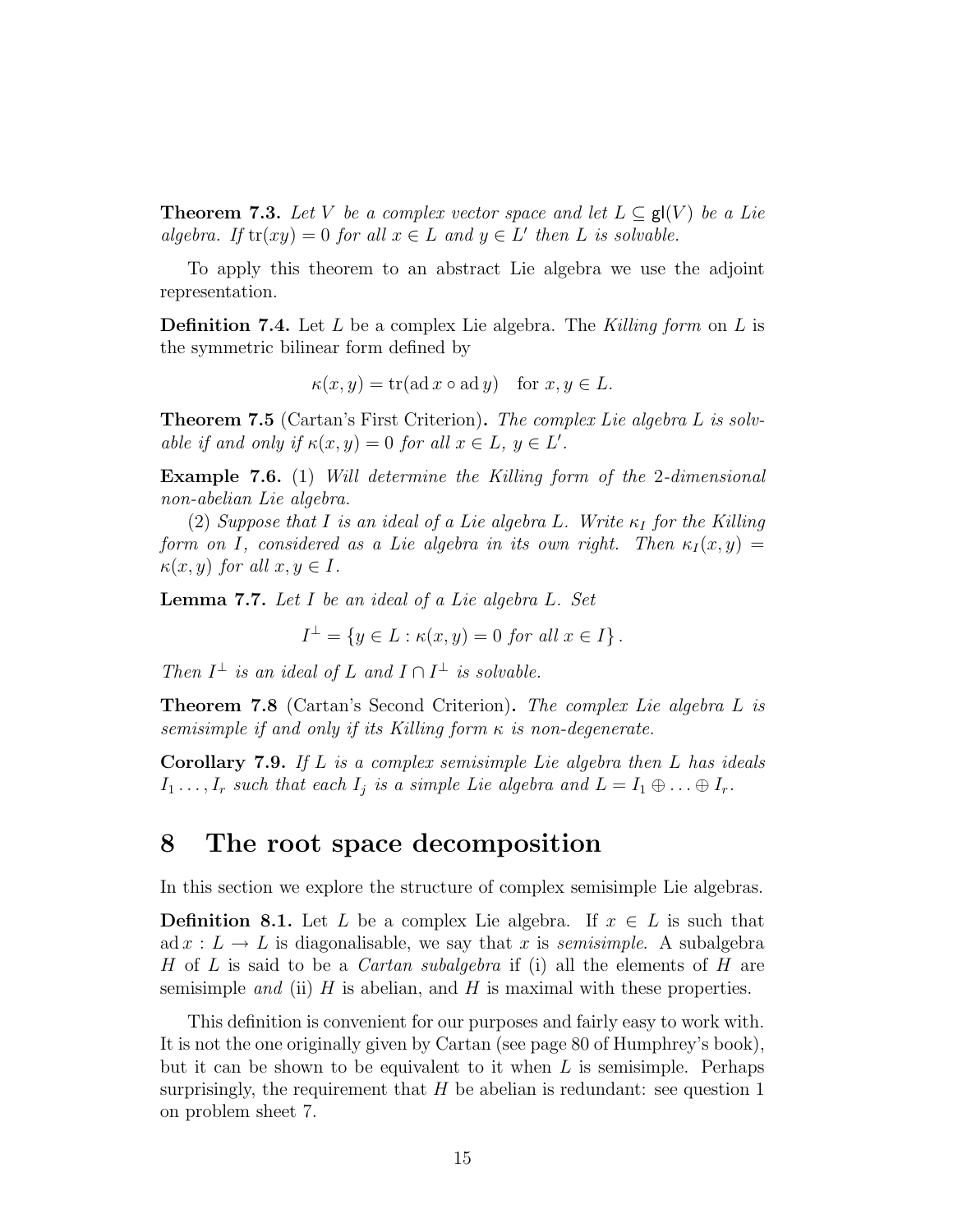**Theorem 7.3.** *Let $V$ be a complex vector space and let $L \subseteq \mathsf{gl}(V)$ be a Lie algebra. If $\operatorname{tr}(xy) = 0$ for all $x \in L$ and $y \in L'$ then $L$ is solvable.*

To apply this theorem to an abstract Lie algebra we use the adjoint representation.

**Definition 7.4.** Let $L$ be a complex Lie algebra. The *Killing form* on $L$ is the symmetric bilinear form defined by

$$\kappa(x, y) = \operatorname{tr}(\operatorname{ad} x \circ \operatorname{ad} y) \quad \text{for } x, y \in L.$$

**Theorem 7.5** (Cartan's First Criterion)**.** *The complex Lie algebra $L$ is solvable if and only if $\kappa(x, y) = 0$ for all $x \in L$, $y \in L'$.*

**Example 7.6.** (1) *Will determine the Killing form of the 2-dimensional non-abelian Lie algebra.*

(2) *Suppose that $I$ is an ideal of a Lie algebra $L$. Write $\kappa_I$ for the Killing form on $I$, considered as a Lie algebra in its own right. Then $\kappa_I(x, y) = \kappa(x, y)$ for all $x, y \in I$.*

**Lemma 7.7.** *Let $I$ be an ideal of a Lie algebra $L$. Set*

$$I^\perp = \{y \in L : \kappa(x, y) = 0 \text{ for all } x \in I\}.$$

*Then $I^\perp$ is an ideal of $L$ and $I \cap I^\perp$ is solvable.*

**Theorem 7.8** (Cartan's Second Criterion)**.** *The complex Lie algebra $L$ is semisimple if and only if its Killing form $\kappa$ is non-degenerate.*

**Corollary 7.9.** *If $L$ is a complex semisimple Lie algebra then $L$ has ideals $I_1 \ldots, I_r$ such that each $I_j$ is a simple Lie algebra and $L = I_1 \oplus \ldots \oplus I_r$.*

# 8 The root space decomposition

In this section we explore the structure of complex semisimple Lie algebras.

**Definition 8.1.** Let $L$ be a complex Lie algebra. If $x \in L$ is such that $\operatorname{ad} x : L \to L$ is diagonalisable, we say that $x$ is *semisimple*. A subalgebra $H$ of $L$ is said to be a *Cartan subalgebra* if (i) all the elements of $H$ are semisimple *and* (ii) $H$ is abelian, and $H$ is maximal with these properties.

This definition is convenient for our purposes and fairly easy to work with. It is not the one originally given by Cartan (see page 80 of Humphrey's book), but it can be shown to be equivalent to it when $L$ is semisimple. Perhaps surprisingly, the requirement that $H$ be abelian is redundant: see question 1 on problem sheet 7.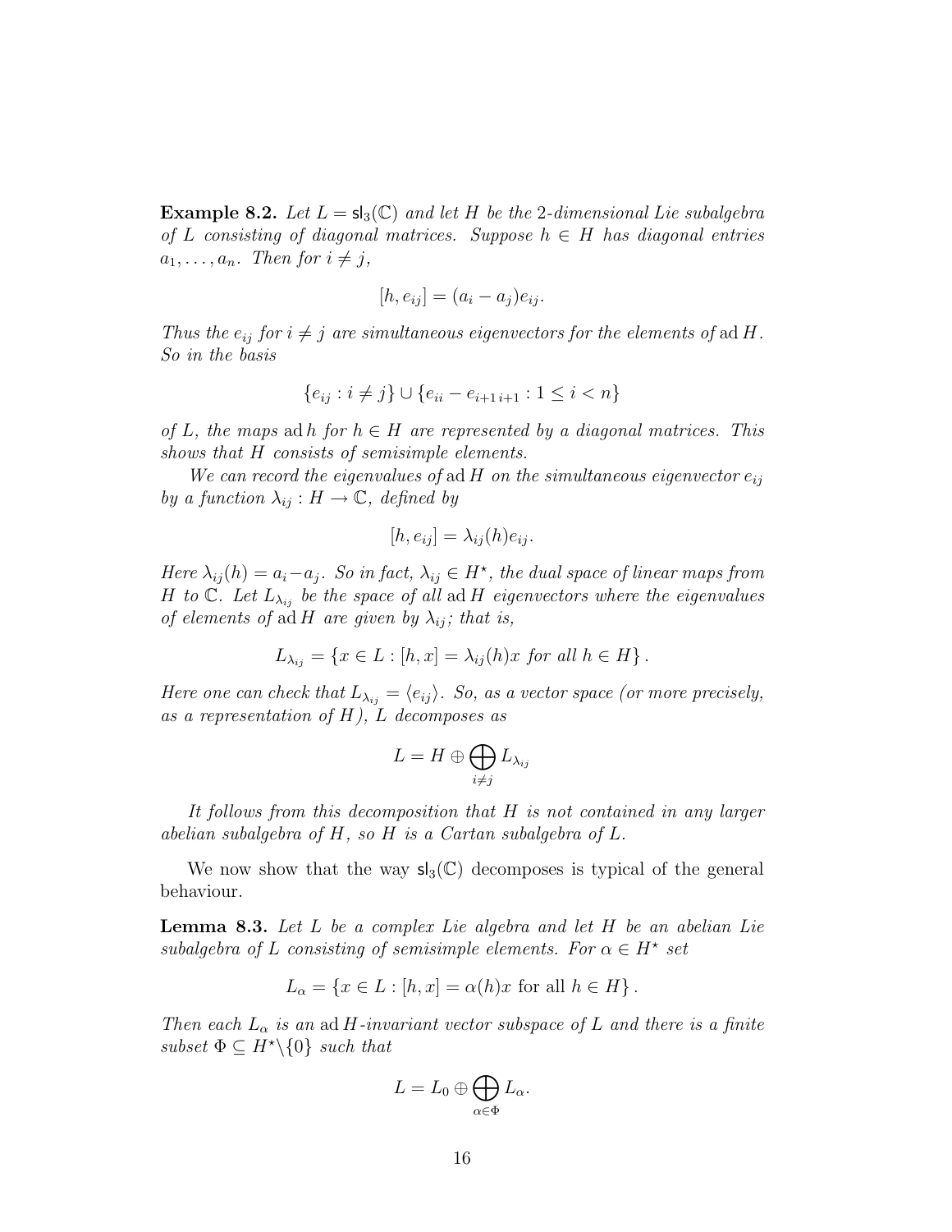**Example 8.2.** *Let $L = \mathsf{sl}_3(\mathbb{C})$ and let $H$ be the 2-dimensional Lie subalgebra of $L$ consisting of diagonal matrices. Suppose $h \in H$ has diagonal entries $a_1, \ldots, a_n$. Then for $i \neq j$,*

$$[h, e_{ij}] = (a_i - a_j)e_{ij}.$$

*Thus the $e_{ij}$ for $i \neq j$ are simultaneous eigenvectors for the elements of $\operatorname{ad} H$. So in the basis*

$$\{e_{ij} : i \neq j\} \cup \{e_{ii} - e_{i+1\, i+1} : 1 \leq i < n\}$$

*of $L$, the maps $\operatorname{ad} h$ for $h \in H$ are represented by a diagonal matrices. This shows that $H$ consists of semisimple elements.*

*We can record the eigenvalues of $\operatorname{ad} H$ on the simultaneous eigenvector $e_{ij}$ by a function $\lambda_{ij} : H \to \mathbb{C}$, defined by*

$$[h, e_{ij}] = \lambda_{ij}(h)e_{ij}.$$

*Here $\lambda_{ij}(h) = a_i - a_j$. So in fact, $\lambda_{ij} \in H^\star$, the dual space of linear maps from $H$ to $\mathbb{C}$. Let $L_{\lambda_{ij}}$ be the space of all $\operatorname{ad} H$ eigenvectors where the eigenvalues of elements of $\operatorname{ad} H$ are given by $\lambda_{ij}$; that is,*

$$L_{\lambda_{ij}} = \{x \in L : [h, x] = \lambda_{ij}(h)x \text{ for all } h \in H\}.$$

*Here one can check that $L_{\lambda_{ij}} = \langle e_{ij} \rangle$. So, as a vector space (or more precisely, as a representation of $H$), $L$ decomposes as*

$$L = H \oplus \bigoplus_{i \neq j} L_{\lambda_{ij}}$$

*It follows from this decomposition that $H$ is not contained in any larger abelian subalgebra of $H$, so $H$ is a Cartan subalgebra of $L$.*

We now show that the way $\mathsf{sl}_3(\mathbb{C})$ decomposes is typical of the general behaviour.

**Lemma 8.3.** *Let $L$ be a complex Lie algebra and let $H$ be an abelian Lie subalgebra of $L$ consisting of semisimple elements. For $\alpha \in H^\star$ set*

$$L_\alpha = \{x \in L : [h, x] = \alpha(h)x \text{ for all } h \in H\}.$$

*Then each $L_\alpha$ is an $\operatorname{ad} H$-invariant vector subspace of $L$ and there is a finite subset $\Phi \subseteq H^\star \backslash \{0\}$ such that*

$$L = L_0 \oplus \bigoplus_{\alpha \in \Phi} L_\alpha.$$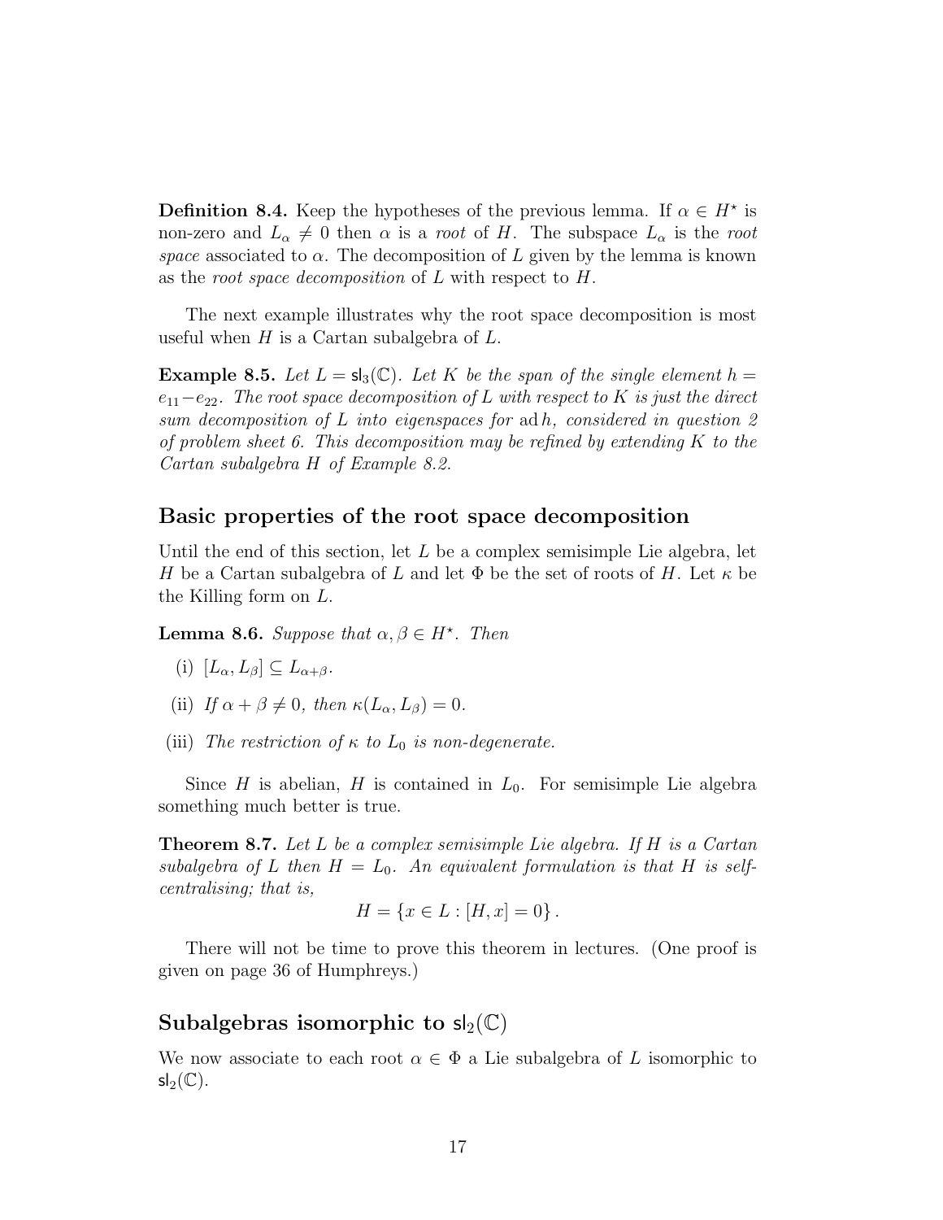**Definition 8.4.** Keep the hypotheses of the previous lemma. If $\alpha \in H^\star$ is non-zero and $L_\alpha \neq 0$ then $\alpha$ is a *root* of $H$. The subspace $L_\alpha$ is the *root space* associated to $\alpha$. The decomposition of $L$ given by the lemma is known as the *root space decomposition* of $L$ with respect to $H$.

The next example illustrates why the root space decomposition is most useful when $H$ is a Cartan subalgebra of $L$.

**Example 8.5.** *Let $L = \mathsf{sl}_3(\mathbb{C})$. Let $K$ be the span of the single element $h = e_{11} - e_{22}$. The root space decomposition of $L$ with respect to $K$ is just the direct sum decomposition of $L$ into eigenspaces for* $\operatorname{ad} h$*, considered in question 2 of problem sheet 6. This decomposition may be refined by extending $K$ to the Cartan subalgebra $H$ of Example 8.2.*

## Basic properties of the root space decomposition

Until the end of this section, let $L$ be a complex semisimple Lie algebra, let $H$ be a Cartan subalgebra of $L$ and let $\Phi$ be the set of roots of $H$. Let $\kappa$ be the Killing form on $L$.

**Lemma 8.6.** *Suppose that $\alpha, \beta \in H^\star$. Then*

- (i) $[L_\alpha, L_\beta] \subseteq L_{\alpha+\beta}$.
- (ii) *If $\alpha + \beta \neq 0$, then $\kappa(L_\alpha, L_\beta) = 0$.*
- (iii) *The restriction of $\kappa$ to $L_0$ is non-degenerate.*

Since $H$ is abelian, $H$ is contained in $L_0$. For semisimple Lie algebra something much better is true.

**Theorem 8.7.** *Let $L$ be a complex semisimple Lie algebra. If $H$ is a Cartan subalgebra of $L$ then $H = L_0$. An equivalent formulation is that $H$ is self-centralising; that is,*

$$H = \{x \in L : [H, x] = 0\}.$$

There will not be time to prove this theorem in lectures. (One proof is given on page 36 of Humphreys.)

## Subalgebras isomorphic to $\mathsf{sl}_2(\mathbb{C})$

We now associate to each root $\alpha \in \Phi$ a Lie subalgebra of $L$ isomorphic to $\mathsf{sl}_2(\mathbb{C})$.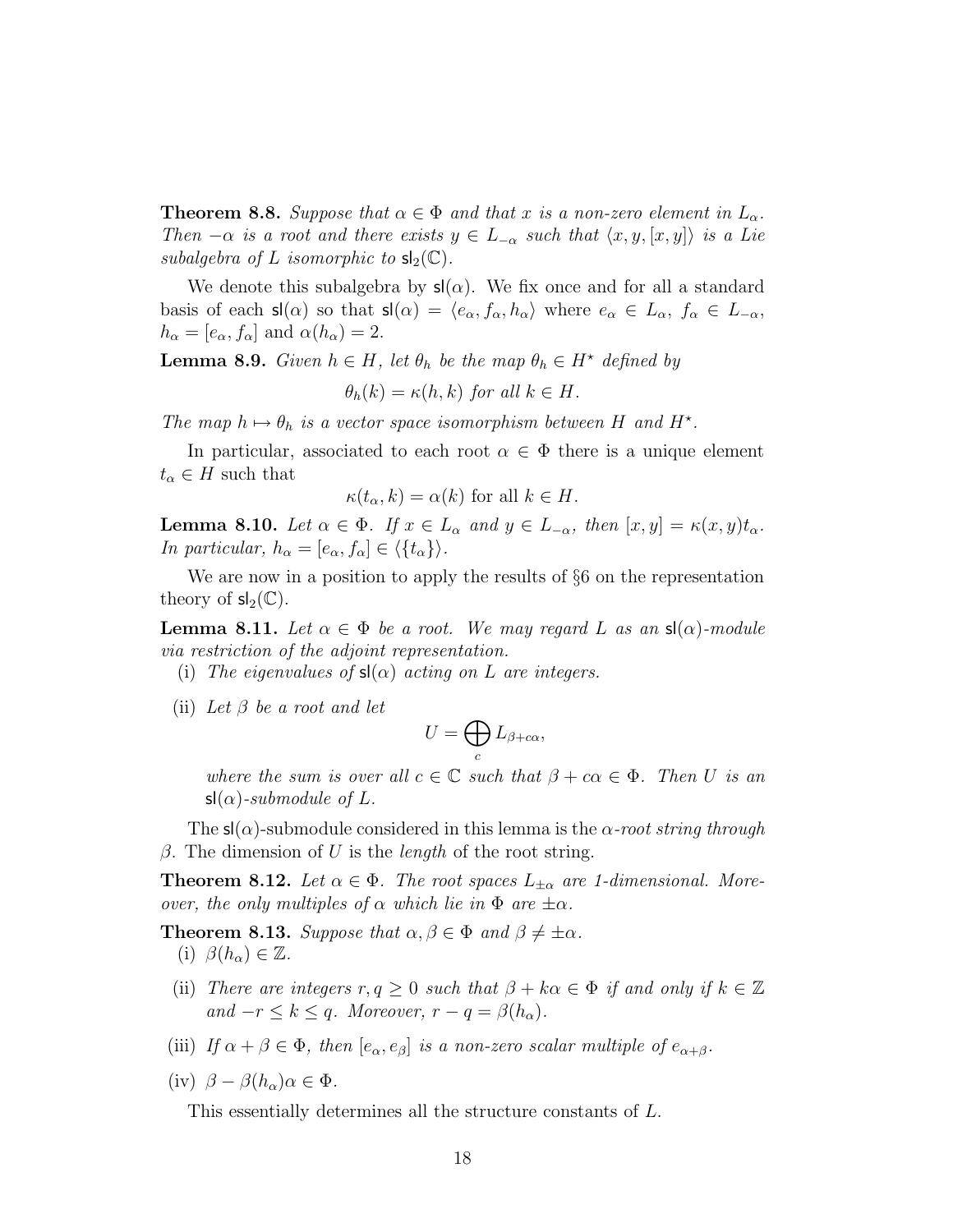**Theorem 8.8.** *Suppose that $\alpha \in \Phi$ and that $x$ is a non-zero element in $L_\alpha$. Then $-\alpha$ is a root and there exists $y \in L_{-\alpha}$ such that $\langle x, y, [x,y]\rangle$ is a Lie subalgebra of $L$ isomorphic to $\mathsf{sl}_2(\mathbb{C})$.*

We denote this subalgebra by $\mathsf{sl}(\alpha)$. We fix once and for all a standard basis of each $\mathsf{sl}(\alpha)$ so that $\mathsf{sl}(\alpha) = \langle e_\alpha, f_\alpha, h_\alpha\rangle$ where $e_\alpha \in L_\alpha$, $f_\alpha \in L_{-\alpha}$, $h_\alpha = [e_\alpha, f_\alpha]$ and $\alpha(h_\alpha) = 2$.

**Lemma 8.9.** *Given $h \in H$, let $\theta_h$ be the map $\theta_h \in H^\star$ defined by*

$$\theta_h(k) = \kappa(h,k) \text{ for all } k \in H.$$

*The map $h \mapsto \theta_h$ is a vector space isomorphism between $H$ and $H^\star$.*

In particular, associated to each root $\alpha \in \Phi$ there is a unique element $t_\alpha \in H$ such that

$$\kappa(t_\alpha, k) = \alpha(k) \text{ for all } k \in H.$$

**Lemma 8.10.** *Let $\alpha \in \Phi$. If $x \in L_\alpha$ and $y \in L_{-\alpha}$, then $[x,y] = \kappa(x,y)t_\alpha$. In particular, $h_\alpha = [e_\alpha, f_\alpha] \in \langle\{t_\alpha\}\rangle$.*

We are now in a position to apply the results of §6 on the representation theory of $\mathsf{sl}_2(\mathbb{C})$.

**Lemma 8.11.** *Let $\alpha \in \Phi$ be a root. We may regard $L$ as an $\mathsf{sl}(\alpha)$-module via restriction of the adjoint representation.*

(i) *The eigenvalues of $\mathsf{sl}(\alpha)$ acting on $L$ are integers.*

(ii) *Let $\beta$ be a root and let*

$$U = \bigoplus_c L_{\beta + c\alpha},$$

*where the sum is over all $c \in \mathbb{C}$ such that $\beta + c\alpha \in \Phi$. Then $U$ is an $\mathsf{sl}(\alpha)$-submodule of $L$.*

The $\mathsf{sl}(\alpha)$-submodule considered in this lemma is the *$\alpha$-root string through $\beta$*. The dimension of $U$ is the *length* of the root string.

**Theorem 8.12.** *Let $\alpha \in \Phi$. The root spaces $L_{\pm\alpha}$ are 1-dimensional. Moreover, the only multiples of $\alpha$ which lie in $\Phi$ are $\pm\alpha$.*

**Theorem 8.13.** *Suppose that $\alpha, \beta \in \Phi$ and $\beta \neq \pm\alpha$.*

(i) *$\beta(h_\alpha) \in \mathbb{Z}$.*

(ii) *There are integers $r, q \geq 0$ such that $\beta + k\alpha \in \Phi$ if and only if $k \in \mathbb{Z}$ and $-r \leq k \leq q$. Moreover, $r - q = \beta(h_\alpha)$.*

(iii) *If $\alpha + \beta \in \Phi$, then $[e_\alpha, e_\beta]$ is a non-zero scalar multiple of $e_{\alpha+\beta}$.*

(iv) *$\beta - \beta(h_\alpha)\alpha \in \Phi$.*

This essentially determines all the structure constants of $L$.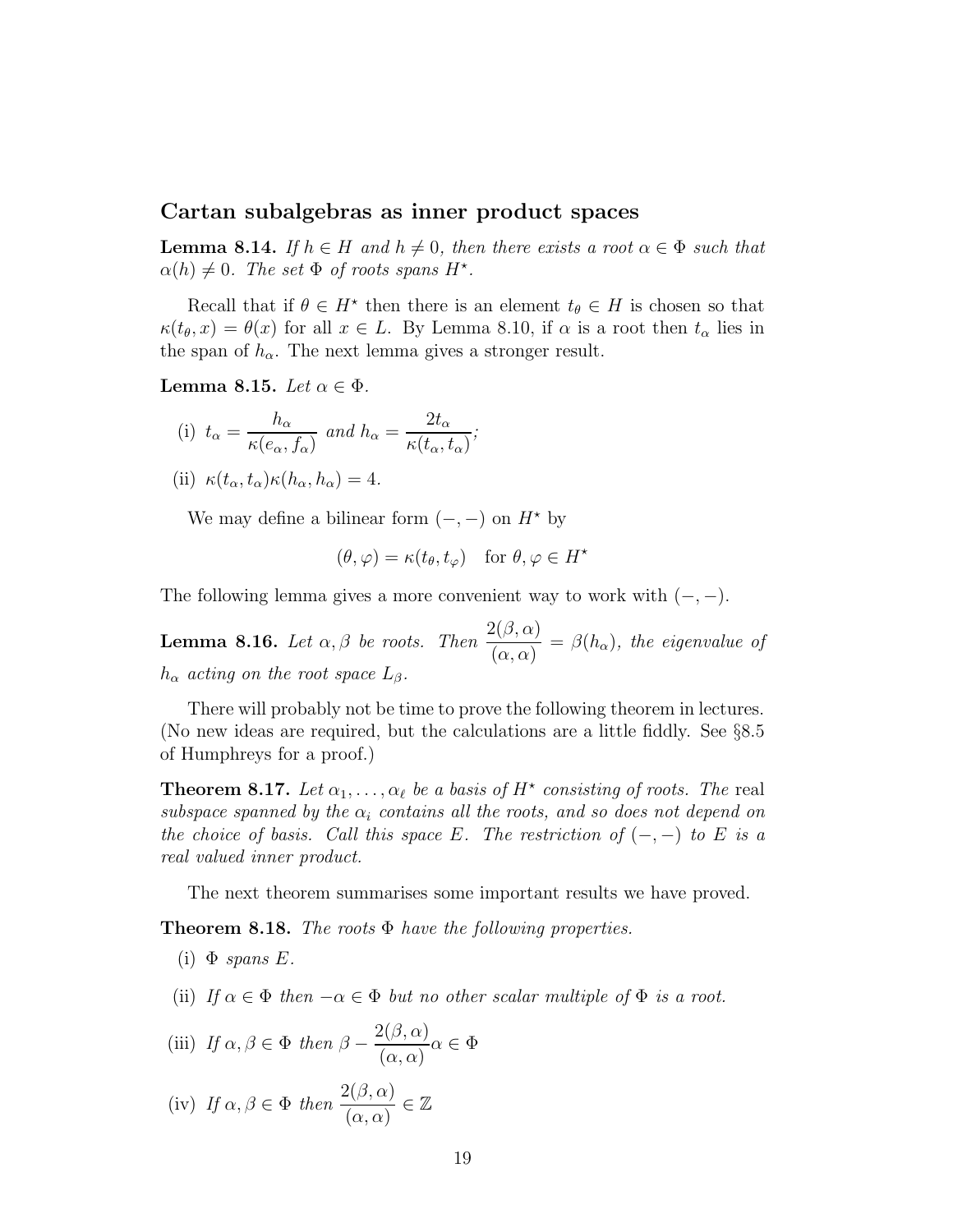## Cartan subalgebras as inner product spaces

**Lemma 8.14.** *If $h \in H$ and $h \neq 0$, then there exists a root $\alpha \in \Phi$ such that $\alpha(h) \neq 0$. The set $\Phi$ of roots spans $H^\star$.*

Recall that if $\theta \in H^\star$ then there is an element $t_\theta \in H$ is chosen so that $\kappa(t_\theta, x) = \theta(x)$ for all $x \in L$. By Lemma 8.10, if $\alpha$ is a root then $t_\alpha$ lies in the span of $h_\alpha$. The next lemma gives a stronger result.

**Lemma 8.15.** *Let $\alpha \in \Phi$.*

(i) $t_\alpha = \dfrac{h_\alpha}{\kappa(e_\alpha, f_\alpha)}$ *and* $h_\alpha = \dfrac{2t_\alpha}{\kappa(t_\alpha, t_\alpha)}$;

(ii) $\kappa(t_\alpha, t_\alpha)\kappa(h_\alpha, h_\alpha) = 4$.

We may define a bilinear form $(-, -)$ on $H^\star$ by

$$(\theta, \varphi) = \kappa(t_\theta, t_\varphi) \quad \text{for } \theta, \varphi \in H^\star$$

The following lemma gives a more convenient way to work with $(-, -)$.

**Lemma 8.16.** *Let $\alpha, \beta$ be roots. Then $\dfrac{2(\beta, \alpha)}{(\alpha, \alpha)} = \beta(h_\alpha)$, the eigenvalue of $h_\alpha$ acting on the root space $L_\beta$.*

There will probably not be time to prove the following theorem in lectures. (No new ideas are required, but the calculations are a little fiddly. See §8.5 of Humphreys for a proof.)

**Theorem 8.17.** *Let $\alpha_1, \ldots, \alpha_\ell$ be a basis of $H^\star$ consisting of roots. The* real *subspace spanned by the $\alpha_i$ contains all the roots, and so does not depend on the choice of basis. Call this space $E$. The restriction of $(-, -)$ to $E$ is a real valued inner product.*

The next theorem summarises some important results we have proved.

**Theorem 8.18.** *The roots $\Phi$ have the following properties.*

(i) *$\Phi$ spans $E$.*

(ii) *If $\alpha \in \Phi$ then $-\alpha \in \Phi$ but no other scalar multiple of $\Phi$ is a root.*

(iii) *If $\alpha, \beta \in \Phi$ then $\beta - \dfrac{2(\beta, \alpha)}{(\alpha, \alpha)}\alpha \in \Phi$*

(iv) *If $\alpha, \beta \in \Phi$ then $\dfrac{2(\beta, \alpha)}{(\alpha, \alpha)} \in \mathbb{Z}$*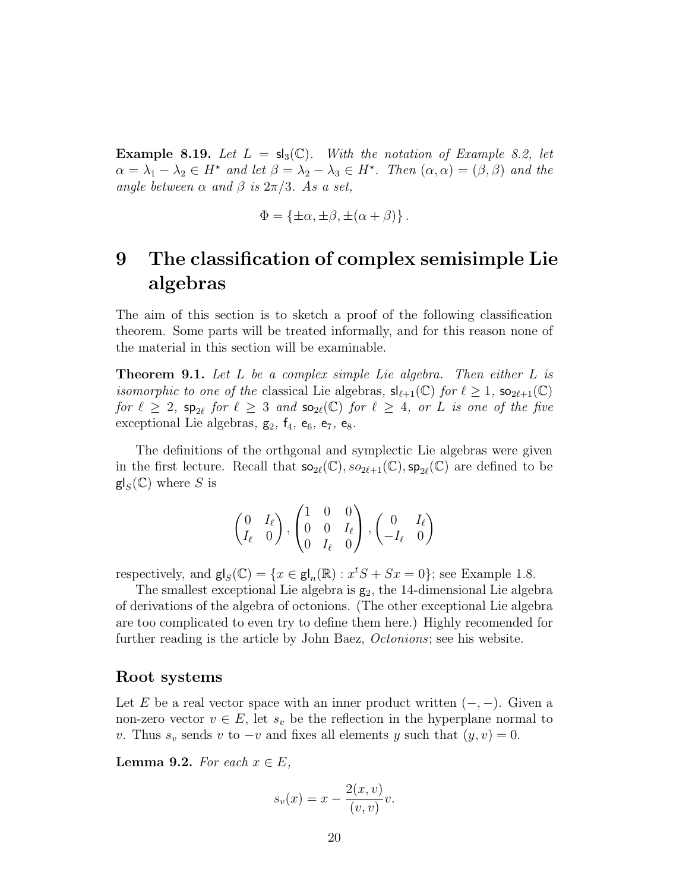**Example 8.19.** *Let $L = \mathsf{sl}_3(\mathbb{C})$. With the notation of Example 8.2, let $\alpha = \lambda_1 - \lambda_2 \in H^\star$ and let $\beta = \lambda_2 - \lambda_3 \in H^\star$. Then $(\alpha, \alpha) = (\beta, \beta)$ and the angle between $\alpha$ and $\beta$ is $2\pi/3$. As a set,*

$$\Phi = \{\pm\alpha, \pm\beta, \pm(\alpha + \beta)\}.$$

# 9 The classification of complex semisimple Lie algebras

The aim of this section is to sketch a proof of the following classification theorem. Some parts will be treated informally, and for this reason none of the material in this section will be examinable.

**Theorem 9.1.** *Let $L$ be a complex simple Lie algebra. Then either $L$ is isomorphic to one of the* classical Lie algebras, *$\mathsf{sl}_{\ell+1}(\mathbb{C})$ for $\ell \geq 1$, $\mathsf{so}_{2\ell+1}(\mathbb{C})$ for $\ell \geq 2$, $\mathsf{sp}_{2\ell}$ for $\ell \geq 3$ and $\mathsf{so}_{2\ell}(\mathbb{C})$ for $\ell \geq 4$, or $L$ is one of the five* exceptional Lie algebras*, $\mathsf{g}_2$, $\mathsf{f}_4$, $\mathsf{e}_6$, $\mathsf{e}_7$, $\mathsf{e}_8$.*

The definitions of the orthgonal and symplectic Lie algebras were given in the first lecture. Recall that $\mathsf{so}_{2\ell}(\mathbb{C}), so_{2\ell+1}(\mathbb{C}), \mathsf{sp}_{2\ell}(\mathbb{C})$ are defined to be $\mathsf{gl}_S(\mathbb{C})$ where $S$ is

$$\begin{pmatrix} 0 & I_\ell \\ I_\ell & 0 \end{pmatrix}, \begin{pmatrix} 1 & 0 & 0 \\ 0 & 0 & I_\ell \\ 0 & I_\ell & 0 \end{pmatrix}, \begin{pmatrix} 0 & I_\ell \\ -I_\ell & 0 \end{pmatrix}$$

respectively, and $\mathsf{gl}_S(\mathbb{C}) = \{x \in \mathsf{gl}_n(\mathbb{R}) : x^t S + Sx = 0\}$; see Example 1.8.

The smallest exceptional Lie algebra is $\mathsf{g}_2$, the 14-dimensional Lie algebra of derivations of the algebra of octonions. (The other exceptional Lie algebra are too complicated to even try to define them here.) Highly recomended for further reading is the article by John Baez, *Octonions*; see his website.

## Root systems

Let $E$ be a real vector space with an inner product written $(-,-)$. Given a non-zero vector $v \in E$, let $s_v$ be the reflection in the hyperplane normal to $v$. Thus $s_v$ sends $v$ to $-v$ and fixes all elements $y$ such that $(y, v) = 0$.

**Lemma 9.2.** *For each $x \in E$,*

$$s_v(x) = x - \frac{2(x, v)}{(v, v)}v.$$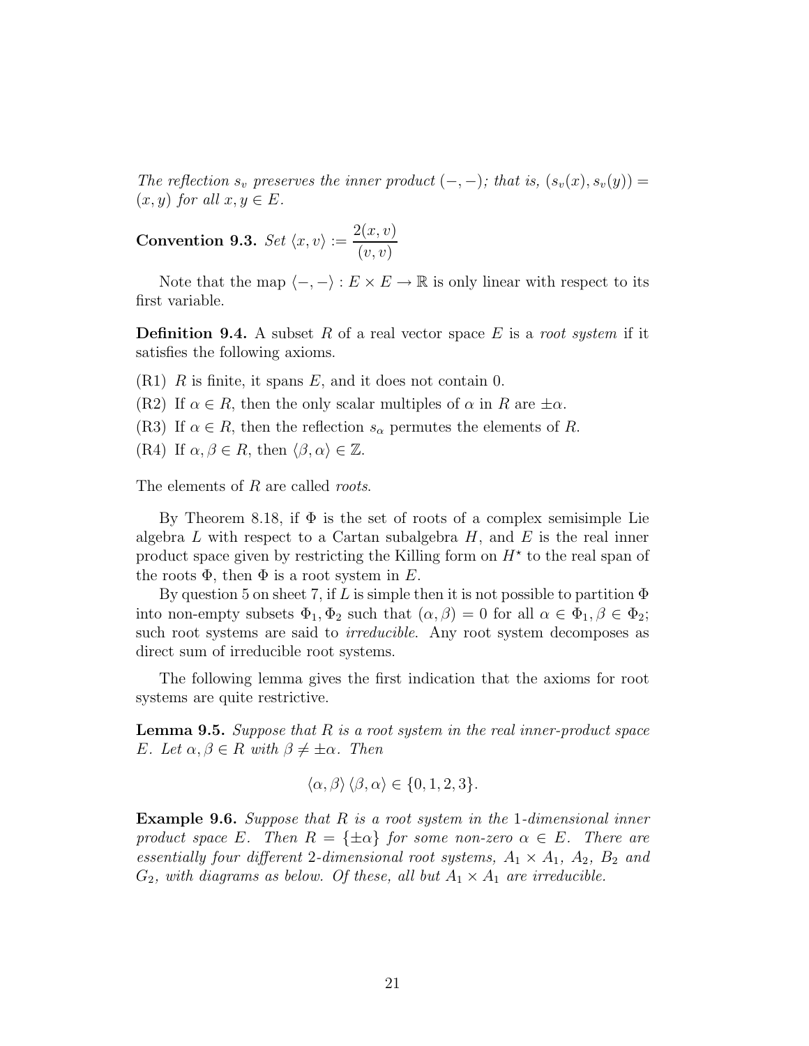*The reflection $s_v$ preserves the inner product $(-,-)$; that is, $(s_v(x), s_v(y)) = (x, y)$ for all $x, y \in E$.*

**Convention 9.3.** *Set* $\langle x, v\rangle := \dfrac{2(x, v)}{(v, v)}$

Note that the map $\langle -, -\rangle : E \times E \to \mathbb{R}$ is only linear with respect to its first variable.

**Definition 9.4.** A subset $R$ of a real vector space $E$ is a *root system* if it satisfies the following axioms.

(R1) $R$ is finite, it spans $E$, and it does not contain 0.

(R2) If $\alpha \in R$, then the only scalar multiples of $\alpha$ in $R$ are $\pm\alpha$.

(R3) If $\alpha \in R$, then the reflection $s_\alpha$ permutes the elements of $R$.

(R4) If $\alpha, \beta \in R$, then $\langle \beta, \alpha\rangle \in \mathbb{Z}$.

The elements of $R$ are called *roots*.

By Theorem 8.18, if $\Phi$ is the set of roots of a complex semisimple Lie algebra $L$ with respect to a Cartan subalgebra $H$, and $E$ is the real inner product space given by restricting the Killing form on $H^\star$ to the real span of the roots $\Phi$, then $\Phi$ is a root system in $E$.

By question 5 on sheet 7, if $L$ is simple then it is not possible to partition $\Phi$ into non-empty subsets $\Phi_1, \Phi_2$ such that $(\alpha, \beta) = 0$ for all $\alpha \in \Phi_1, \beta \in \Phi_2$; such root systems are said to *irreducible*. Any root system decomposes as direct sum of irreducible root systems.

The following lemma gives the first indication that the axioms for root systems are quite restrictive.

**Lemma 9.5.** *Suppose that $R$ is a root system in the real inner-product space $E$. Let $\alpha, \beta \in R$ with $\beta \neq \pm\alpha$. Then*

$$\langle \alpha, \beta\rangle \langle \beta, \alpha\rangle \in \{0, 1, 2, 3\}.$$

**Example 9.6.** *Suppose that $R$ is a root system in the 1-dimensional inner product space $E$. Then $R = \{\pm\alpha\}$ for some non-zero $\alpha \in E$. There are essentially four different 2-dimensional root systems, $A_1 \times A_1$, $A_2$, $B_2$ and $G_2$, with diagrams as below. Of these, all but $A_1 \times A_1$ are irreducible.*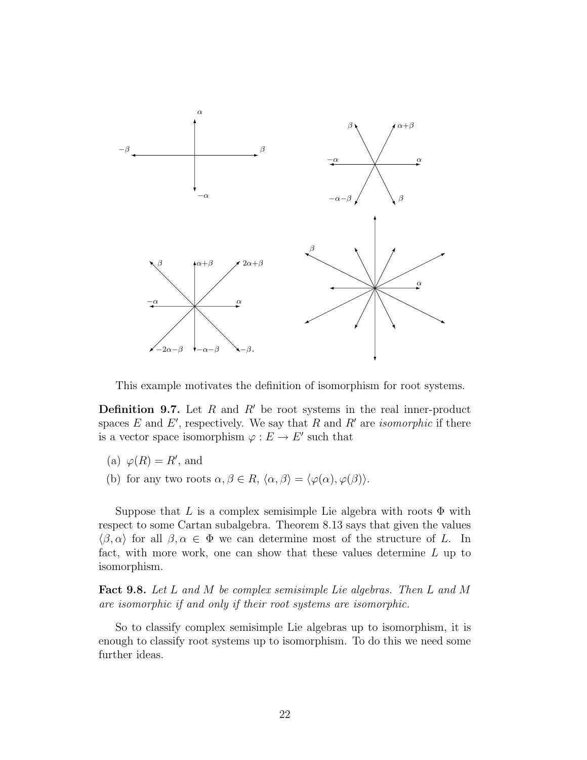This example motivates the definition of isomorphism for root systems.

**Definition 9.7.** Let $R$ and $R'$ be root systems in the real inner-product spaces $E$ and $E'$, respectively. We say that $R$ and $R'$ are *isomorphic* if there is a vector space isomorphism $\varphi : E \to E'$ such that

(a) $\varphi(R) = R'$, and

(b) for any two roots $\alpha, \beta \in R$, $\langle \alpha, \beta \rangle = \langle \varphi(\alpha), \varphi(\beta) \rangle$.

Suppose that $L$ is a complex semisimple Lie algebra with roots $\Phi$ with respect to some Cartan subalgebra. Theorem 8.13 says that given the values $\langle \beta, \alpha \rangle$ for all $\beta, \alpha \in \Phi$ we can determine most of the structure of $L$. In fact, with more work, one can show that these values determine $L$ up to isomorphism.

**Fact 9.8.** *Let $L$ and $M$ be complex semisimple Lie algebras. Then $L$ and $M$ are isomorphic if and only if their root systems are isomorphic.*

So to classify complex semisimple Lie algebras up to isomorphism, it is enough to classify root systems up to isomorphism. To do this we need some further ideas.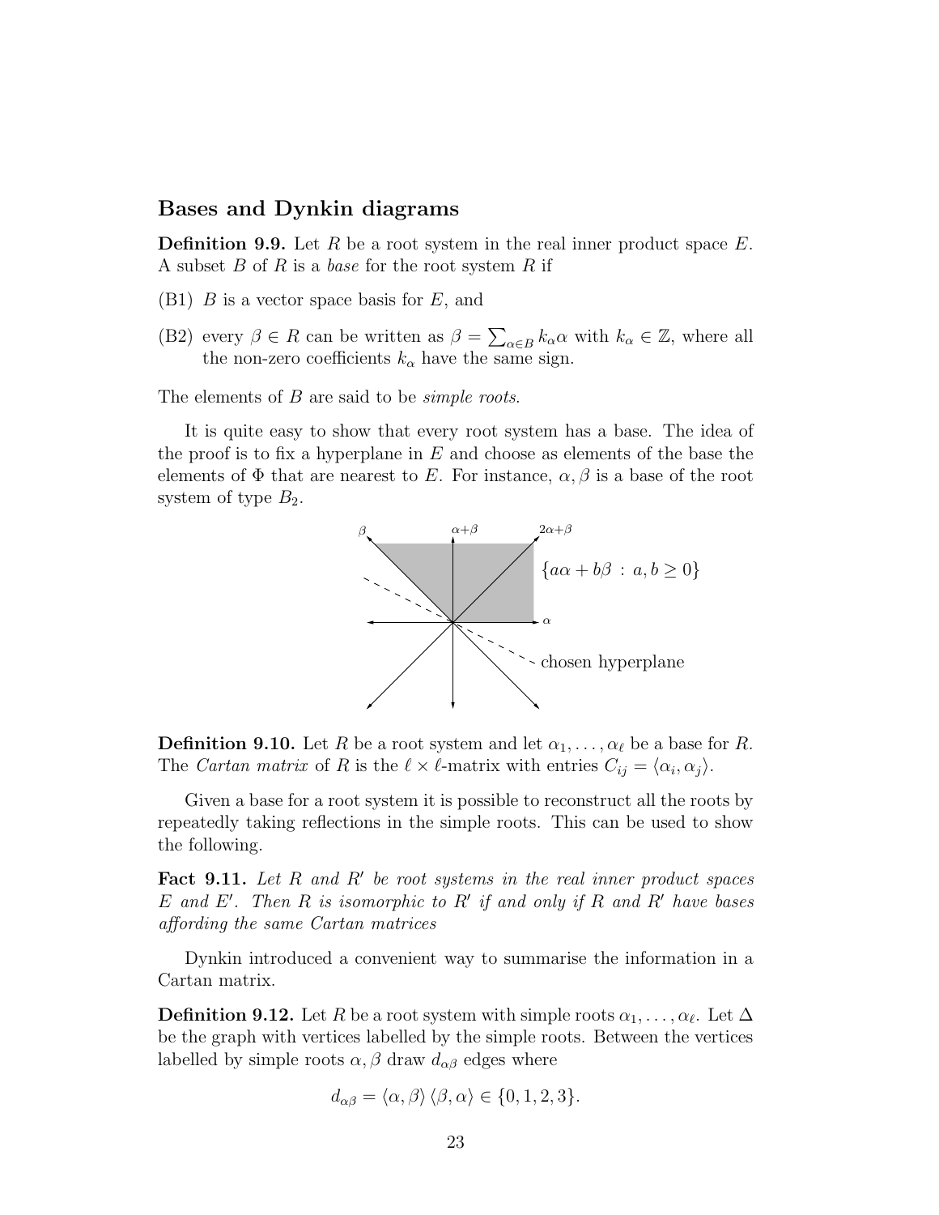## Bases and Dynkin diagrams

**Definition 9.9.** Let $R$ be a root system in the real inner product space $E$. A subset $B$ of $R$ is a *base* for the root system $R$ if

(B1) $B$ is a vector space basis for $E$, and

(B2) every $\beta \in R$ can be written as $\beta = \sum_{\alpha \in B} k_\alpha \alpha$ with $k_\alpha \in \mathbb{Z}$, where all the non-zero coefficients $k_\alpha$ have the same sign.

The elements of $B$ are said to be *simple roots*.

It is quite easy to show that every root system has a base. The idea of the proof is to fix a hyperplane in $E$ and choose as elements of the base the elements of $\Phi$ that are nearest to $E$. For instance, $\alpha, \beta$ is a base of the root system of type $B_2$.

$\beta$ $\alpha+\beta$ $2\alpha+\beta$

$\{a\alpha + b\beta \,:\, a, b \geq 0\}$

$\alpha$

chosen hyperplane

**Definition 9.10.** Let $R$ be a root system and let $\alpha_1, \ldots, \alpha_\ell$ be a base for $R$. The *Cartan matrix* of $R$ is the $\ell \times \ell$-matrix with entries $C_{ij} = \langle \alpha_i, \alpha_j \rangle$.

Given a base for a root system it is possible to reconstruct all the roots by repeatedly taking reflections in the simple roots. This can be used to show the following.

**Fact 9.11.** *Let $R$ and $R'$ be root systems in the real inner product spaces $E$ and $E'$. Then $R$ is isomorphic to $R'$ if and only if $R$ and $R'$ have bases affording the same Cartan matrices*

Dynkin introduced a convenient way to summarise the information in a Cartan matrix.

**Definition 9.12.** Let $R$ be a root system with simple roots $\alpha_1, \ldots, \alpha_\ell$. Let $\Delta$ be the graph with vertices labelled by the simple roots. Between the vertices labelled by simple roots $\alpha, \beta$ draw $d_{\alpha\beta}$ edges where

$$d_{\alpha\beta} = \langle \alpha, \beta \rangle \langle \beta, \alpha \rangle \in \{0, 1, 2, 3\}.$$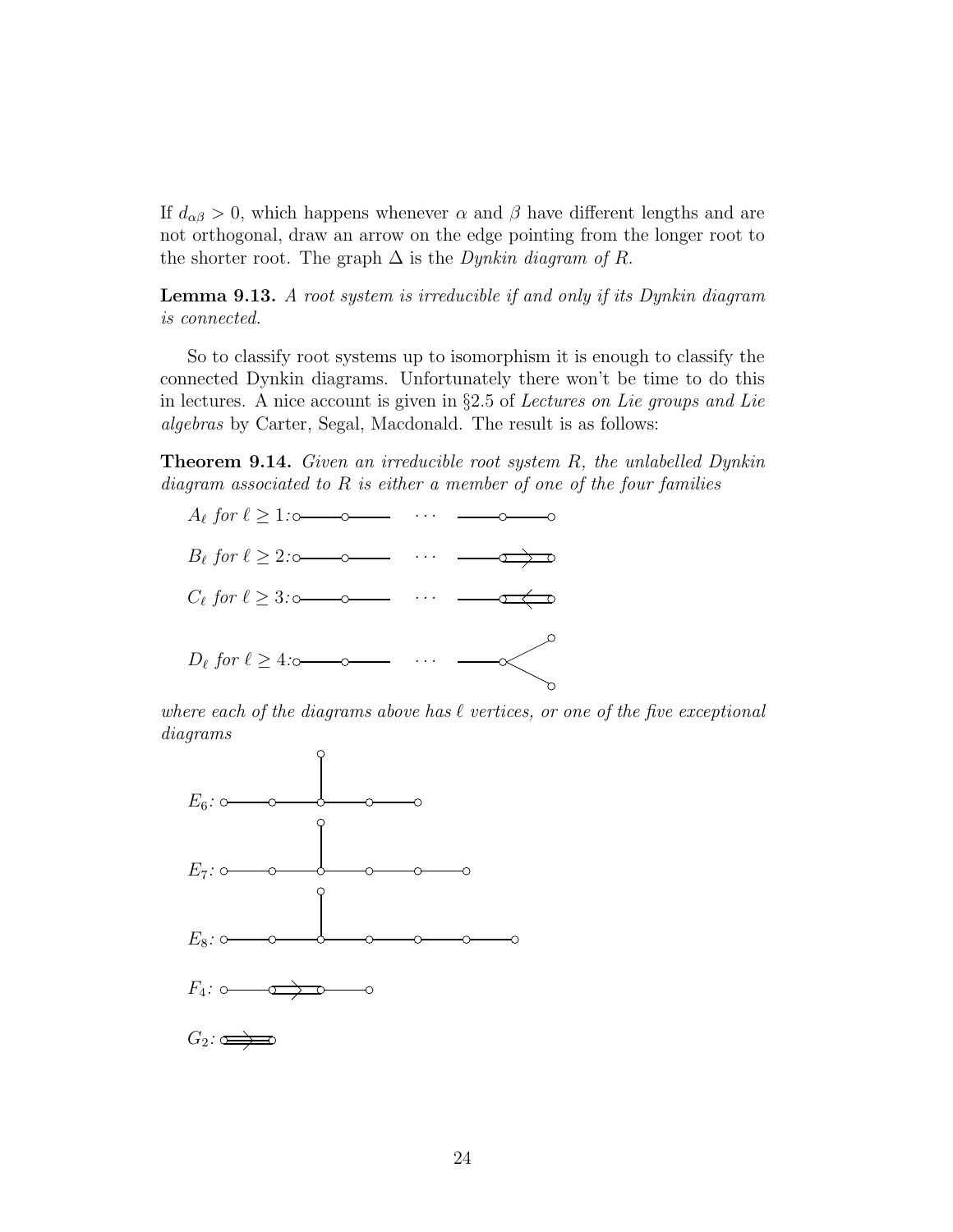If $d_{\alpha\beta} > 0$, which happens whenever $\alpha$ and $\beta$ have different lengths and are not orthogonal, draw an arrow on the edge pointing from the longer root to the shorter root. The graph $\Delta$ is the *Dynkin diagram of $R$*.

**Lemma 9.13.** *A root system is irreducible if and only if its Dynkin diagram is connected.*

So to classify root systems up to isomorphism it is enough to classify the connected Dynkin diagrams. Unfortunately there won't be time to do this in lectures. A nice account is given in §2.5 of *Lectures on Lie groups and Lie algebras* by Carter, Segal, Macdonald. The result is as follows:

**Theorem 9.14.** *Given an irreducible root system $R$, the unlabelled Dynkin diagram associated to $R$ is either a member of one of the four families*

*$A_\ell$ for $\ell \geq 1$:*

*$B_\ell$ for $\ell \geq 2$:*

*$C_\ell$ for $\ell \geq 3$:*

*$D_\ell$ for $\ell \geq 4$:*

*where each of the diagrams above has $\ell$ vertices, or one of the five exceptional diagrams*

*$E_6$:*

*$E_7$:*

*$E_8$:*

*$F_4$:*

*$G_2$:*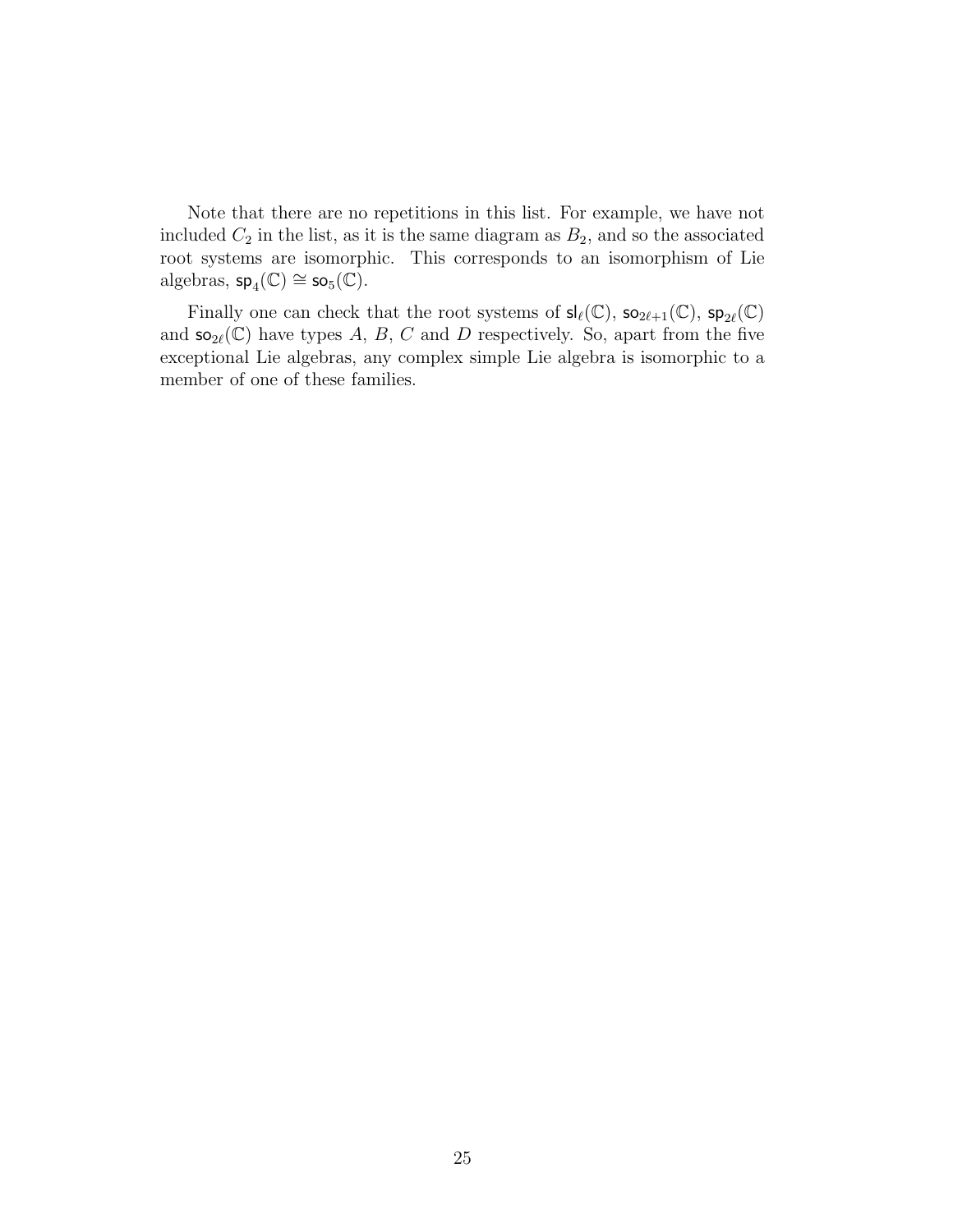Note that there are no repetitions in this list. For example, we have not included $C_2$ in the list, as it is the same diagram as $B_2$, and so the associated root systems are isomorphic. This corresponds to an isomorphism of Lie algebras, $\mathsf{sp}_4(\mathbb{C}) \cong \mathsf{so}_5(\mathbb{C})$.

Finally one can check that the root systems of $\mathsf{sl}_\ell(\mathbb{C})$, $\mathsf{so}_{2\ell+1}(\mathbb{C})$, $\mathsf{sp}_{2\ell}(\mathbb{C})$ and $\mathsf{so}_{2\ell}(\mathbb{C})$ have types $A$, $B$, $C$ and $D$ respectively. So, apart from the five exceptional Lie algebras, any complex simple Lie algebra is isomorphic to a member of one of these families.